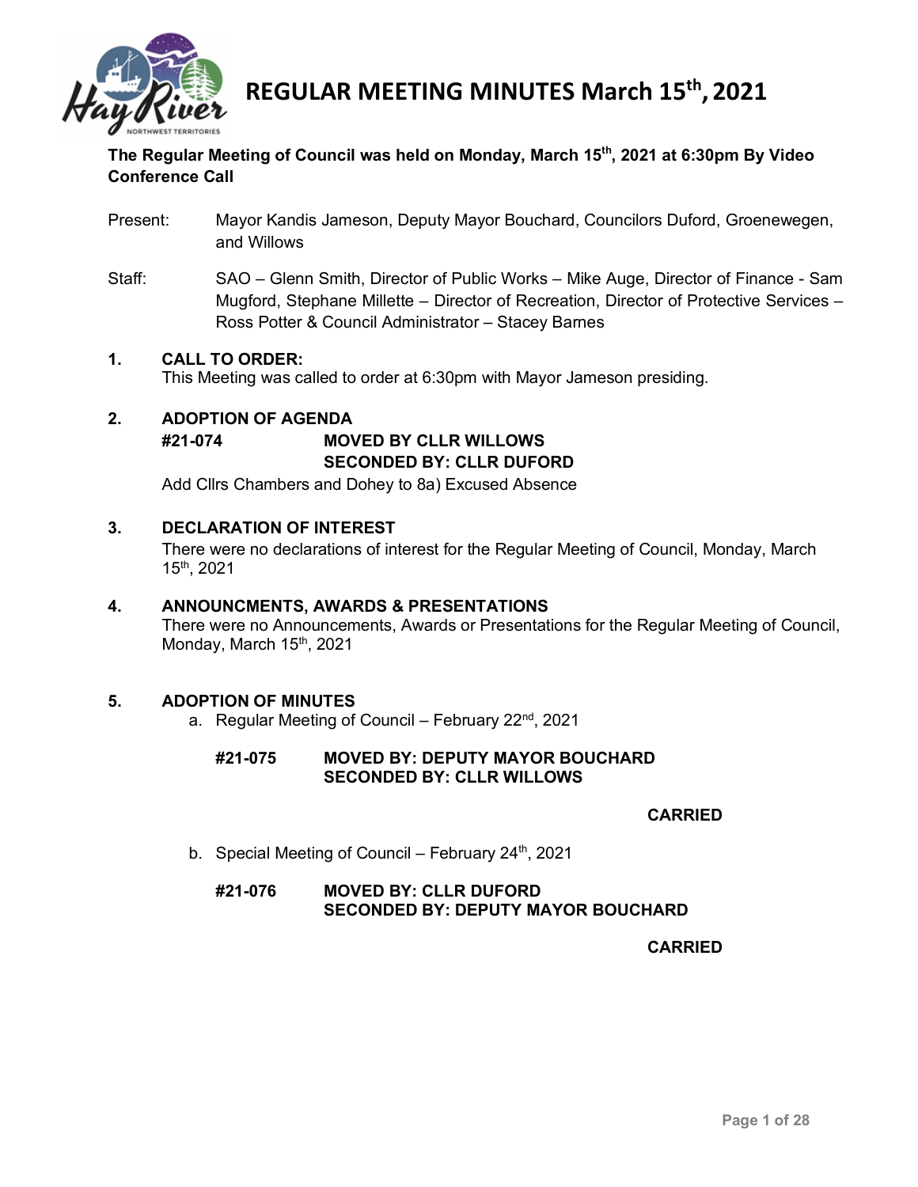# REGULAR MEETING MINUTES March 15th, 2021

**The Regular Meeting of Council was held on Monday, March 15th, 2021 at 6:30pm By Video Conference Call**

Present: Mayor Kandis Jameson, Deputy Mayor Bouchard, Councilors Duford, Groenewegen, and Willows

Staff: SAO – Glenn Smith, Director of Public Works – Mike Auge, Director of Finance - Sam Mugford, Stephane Millette – Director of Recreation, Director of Protective Services – Ross Potter & Council Administrator – Stacey Barnes

## 1. CALL TO ORDER:

This Meeting was called to order at 6:30pm with Mayor Jameson presiding.

## 2. ADOPTION OF AGENDA

**#21-074 MOVED BY CLLR WILLOWS**
**SECONDED BY: CLLR DUFORD**

Add Cllrs Chambers and Dohey to 8a) Excused Absence

## 3. DECLARATION OF INTEREST

There were no declarations of interest for the Regular Meeting of Council, Monday, March 15th, 2021

## 4. ANNOUNCMENTS, AWARDS & PRESENTATIONS

There were no Announcements, Awards or Presentations for the Regular Meeting of Council, Monday, March 15th, 2021

## 5. ADOPTION OF MINUTES

a. Regular Meeting of Council – February 22nd, 2021

**#21-075 MOVED BY: DEPUTY MAYOR BOUCHARD**
**SECONDED BY: CLLR WILLOWS**

**CARRIED**

b. Special Meeting of Council – February 24th, 2021

**#21-076 MOVED BY: CLLR DUFORD**
**SECONDED BY: DEPUTY MAYOR BOUCHARD**

**CARRIED**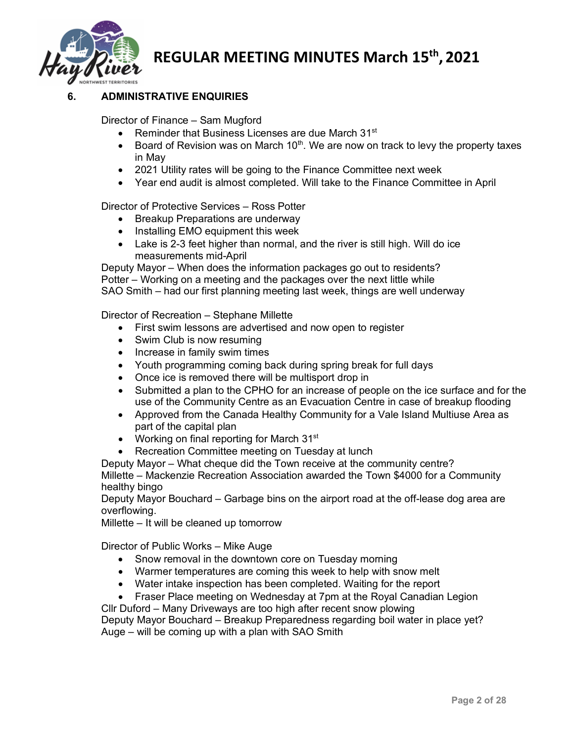## 6. ADMINISTRATIVE ENQUIRIES

Director of Finance – Sam Mugford

- Reminder that Business Licenses are due March 31st
- Board of Revision was on March 10th. We are now on track to levy the property taxes in May
- 2021 Utility rates will be going to the Finance Committee next week
- Year end audit is almost completed. Will take to the Finance Committee in April

Director of Protective Services – Ross Potter

- Breakup Preparations are underway
- Installing EMO equipment this week
- Lake is 2-3 feet higher than normal, and the river is still high. Will do ice measurements mid-April

Deputy Mayor – When does the information packages go out to residents?
Potter – Working on a meeting and the packages over the next little while
SAO Smith – had our first planning meeting last week, things are well underway

Director of Recreation – Stephane Millette

- First swim lessons are advertised and now open to register
- Swim Club is now resuming
- Increase in family swim times
- Youth programming coming back during spring break for full days
- Once ice is removed there will be multisport drop in
- Submitted a plan to the CPHO for an increase of people on the ice surface and for the use of the Community Centre as an Evacuation Centre in case of breakup flooding
- Approved from the Canada Healthy Community for a Vale Island Multiuse Area as part of the capital plan
- Working on final reporting for March 31st
- Recreation Committee meeting on Tuesday at lunch

Deputy Mayor – What cheque did the Town receive at the community centre?
Millette – Mackenzie Recreation Association awarded the Town $4000 for a Community healthy bingo
Deputy Mayor Bouchard – Garbage bins on the airport road at the off-lease dog area are overflowing.
Millette – It will be cleaned up tomorrow

Director of Public Works – Mike Auge

- Snow removal in the downtown core on Tuesday morning
- Warmer temperatures are coming this week to help with snow melt
- Water intake inspection has been completed. Waiting for the report
- Fraser Place meeting on Wednesday at 7pm at the Royal Canadian Legion

Cllr Duford – Many Driveways are too high after recent snow plowing
Deputy Mayor Bouchard – Breakup Preparedness regarding boil water in place yet?
Auge – will be coming up with a plan with SAO Smith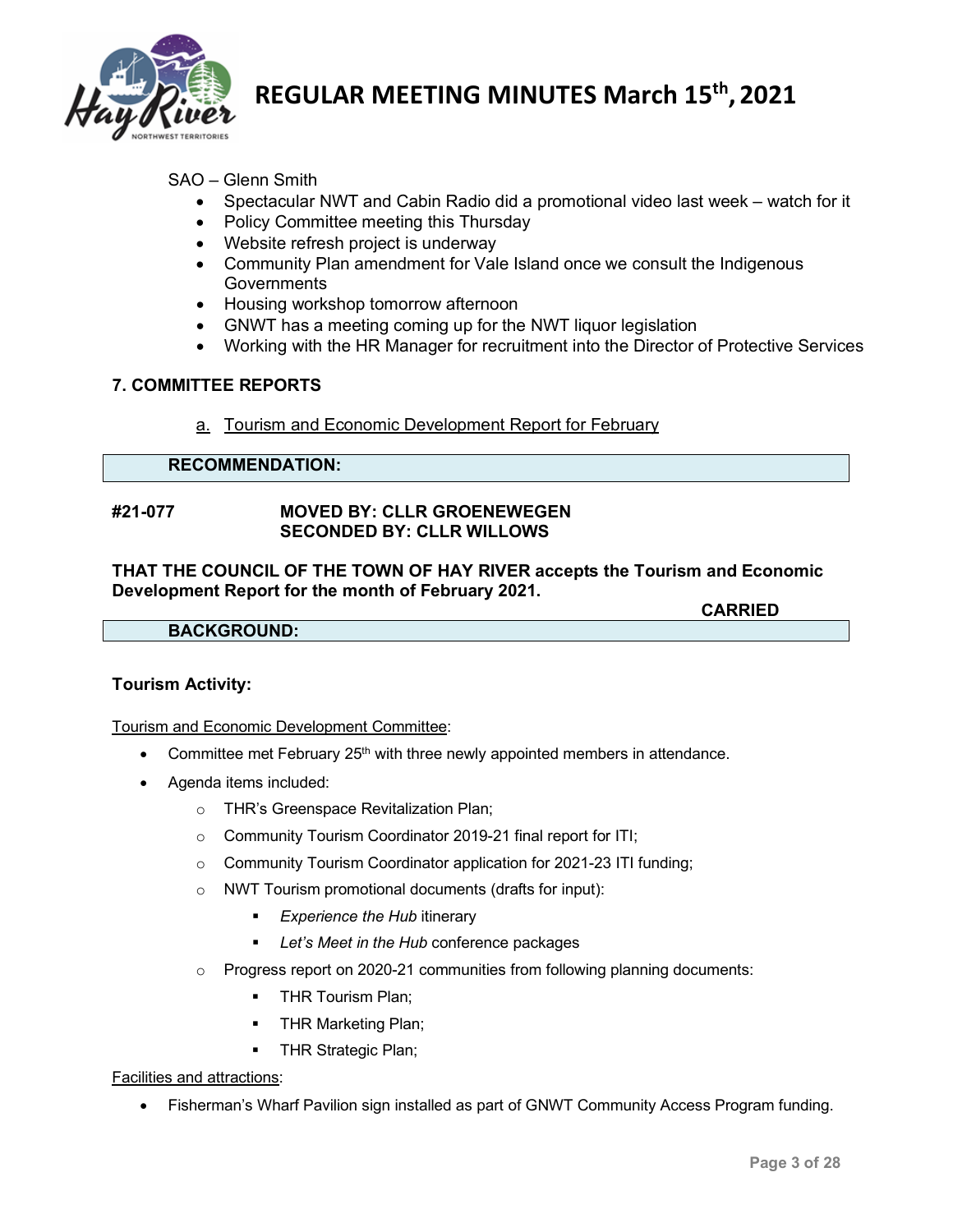SAO – Glenn Smith

- Spectacular NWT and Cabin Radio did a promotional video last week – watch for it
- Policy Committee meeting this Thursday
- Website refresh project is underway
- Community Plan amendment for Vale Island once we consult the Indigenous Governments
- Housing workshop tomorrow afternoon
- GNWT has a meeting coming up for the NWT liquor legislation
- Working with the HR Manager for recruitment into the Director of Protective Services

## 7. COMMITTEE REPORTS

a. Tourism and Economic Development Report for February

**RECOMMENDATION:**

**#21-077 MOVED BY: CLLR GROENEWEGEN**
**SECONDED BY: CLLR WILLOWS**

**THAT THE COUNCIL OF THE TOWN OF HAY RIVER accepts the Tourism and Economic Development Report for the month of February 2021.**

**CARRIED**

**BACKGROUND:**

**Tourism Activity:**

Tourism and Economic Development Committee:

- Committee met February 25th with three newly appointed members in attendance.
- Agenda items included:
  - THR's Greenspace Revitalization Plan;
  - Community Tourism Coordinator 2019-21 final report for ITI;
  - Community Tourism Coordinator application for 2021-23 ITI funding;
  - NWT Tourism promotional documents (drafts for input):
    - *Experience the Hub* itinerary
    - *Let's Meet in the Hub* conference packages
  - Progress report on 2020-21 communities from following planning documents:
    - THR Tourism Plan;
    - THR Marketing Plan;
    - THR Strategic Plan;

Facilities and attractions:

- Fisherman's Wharf Pavilion sign installed as part of GNWT Community Access Program funding.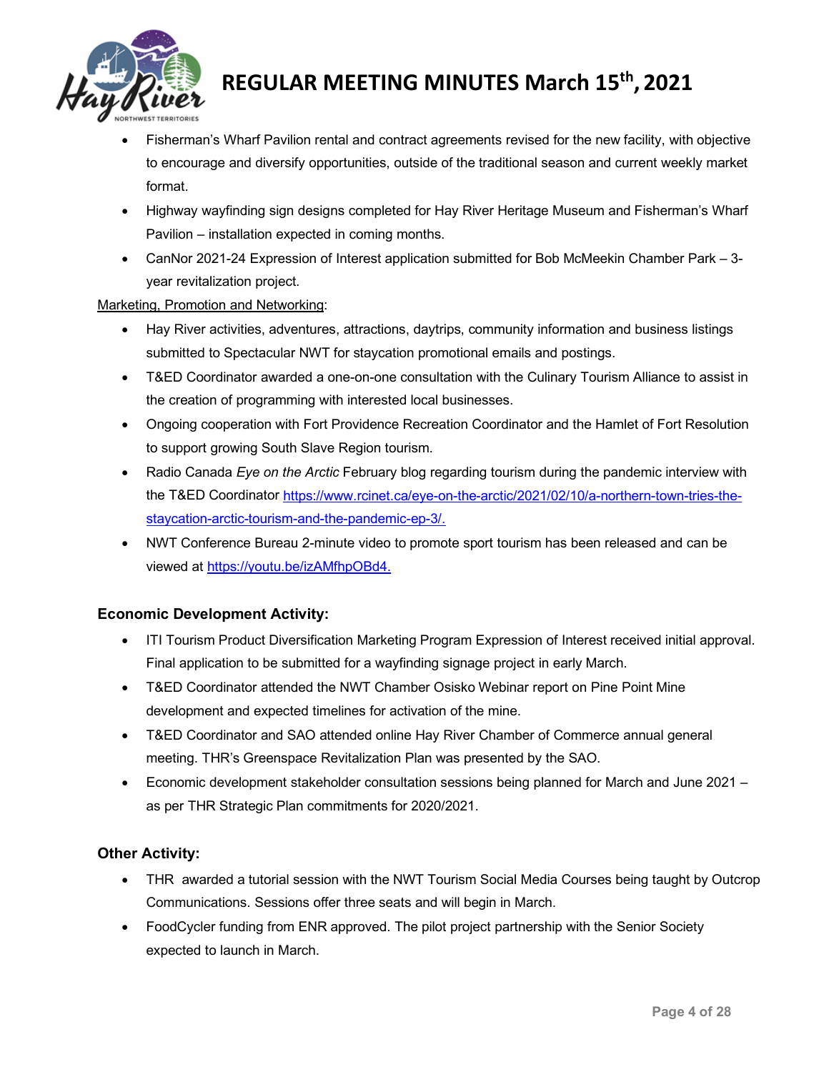- Fisherman's Wharf Pavilion rental and contract agreements revised for the new facility, with objective to encourage and diversify opportunities, outside of the traditional season and current weekly market format.
- Highway wayfinding sign designs completed for Hay River Heritage Museum and Fisherman's Wharf Pavilion – installation expected in coming months.
- CanNor 2021-24 Expression of Interest application submitted for Bob McMeekin Chamber Park – 3-year revitalization project.

Marketing, Promotion and Networking:

- Hay River activities, adventures, attractions, daytrips, community information and business listings submitted to Spectacular NWT for staycation promotional emails and postings.
- T&ED Coordinator awarded a one-on-one consultation with the Culinary Tourism Alliance to assist in the creation of programming with interested local businesses.
- Ongoing cooperation with Fort Providence Recreation Coordinator and the Hamlet of Fort Resolution to support growing South Slave Region tourism.
- Radio Canada *Eye on the Arctic* February blog regarding tourism during the pandemic interview with the T&ED Coordinator https://www.rcinet.ca/eye-on-the-arctic/2021/02/10/a-northern-town-tries-the-staycation-arctic-tourism-and-the-pandemic-ep-3/.
- NWT Conference Bureau 2-minute video to promote sport tourism has been released and can be viewed at https://youtu.be/izAMfhpOBd4.

### Economic Development Activity:

- ITI Tourism Product Diversification Marketing Program Expression of Interest received initial approval. Final application to be submitted for a wayfinding signage project in early March.
- T&ED Coordinator attended the NWT Chamber Osisko Webinar report on Pine Point Mine development and expected timelines for activation of the mine.
- T&ED Coordinator and SAO attended online Hay River Chamber of Commerce annual general meeting. THR's Greenspace Revitalization Plan was presented by the SAO.
- Economic development stakeholder consultation sessions being planned for March and June 2021 – as per THR Strategic Plan commitments for 2020/2021.

### Other Activity:

- THR awarded a tutorial session with the NWT Tourism Social Media Courses being taught by Outcrop Communications. Sessions offer three seats and will begin in March.
- FoodCycler funding from ENR approved. The pilot project partnership with the Senior Society expected to launch in March.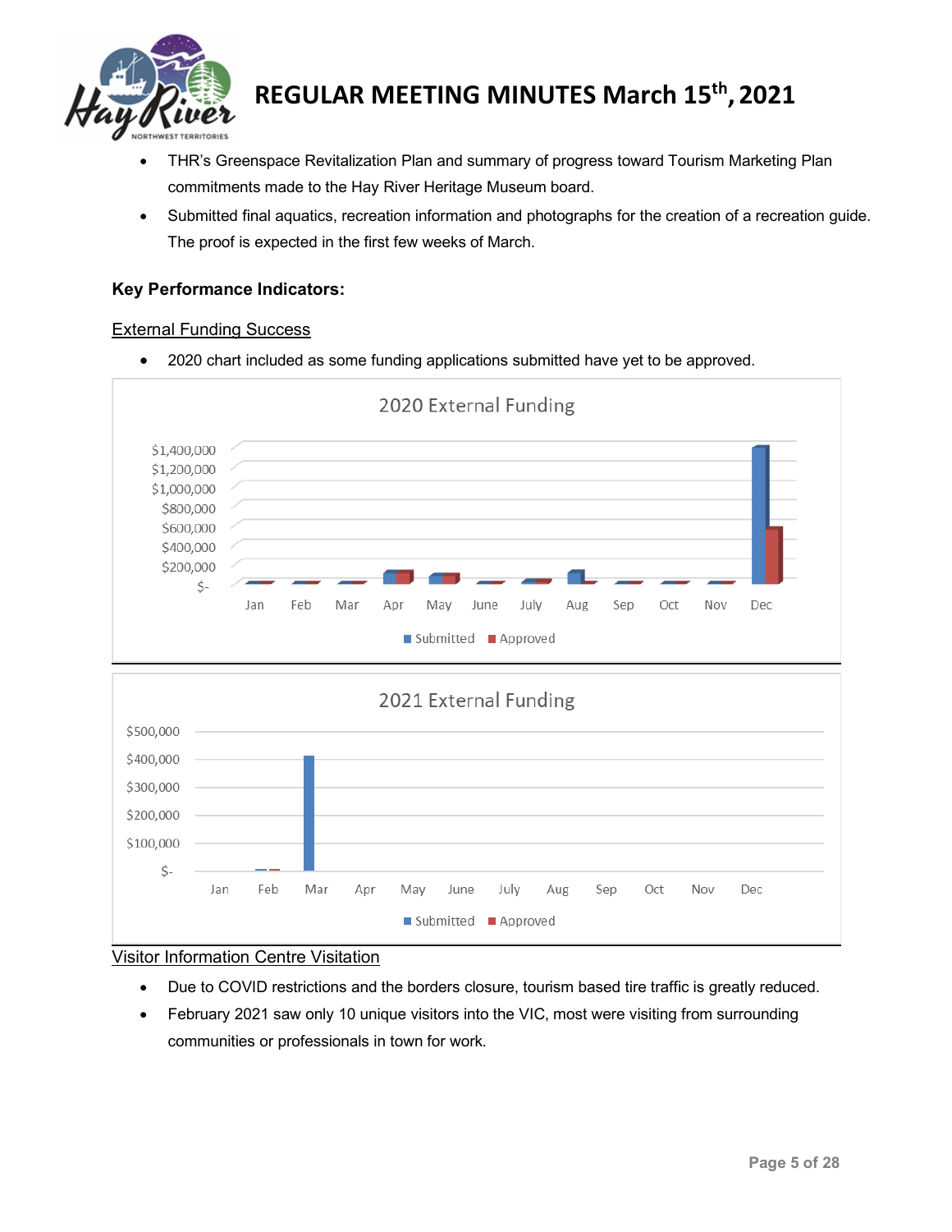- THR's Greenspace Revitalization Plan and summary of progress toward Tourism Marketing Plan commitments made to the Hay River Heritage Museum board.
- Submitted final aquatics, recreation information and photographs for the creation of a recreation guide. The proof is expected in the first few weeks of March.

### Key Performance Indicators:

External Funding Success

- 2020 chart included as some funding applications submitted have yet to be approved.

2020 External Funding

$1,400,000
$1,200,000
$1,000,000
$800,000
$600,000
$400,000
$200,000
$-

Jan Feb Mar Apr May June July Aug Sep Oct Nov Dec

Submitted Approved

2021 External Funding

$500,000
$400,000
$300,000
$200,000
$100,000
$-

Jan Feb Mar Apr May June July Aug Sep Oct Nov Dec

Submitted Approved

Visitor Information Centre Visitation

- Due to COVID restrictions and the borders closure, tourism based tire traffic is greatly reduced.
- February 2021 saw only 10 unique visitors into the VIC, most were visiting from surrounding communities or professionals in town for work.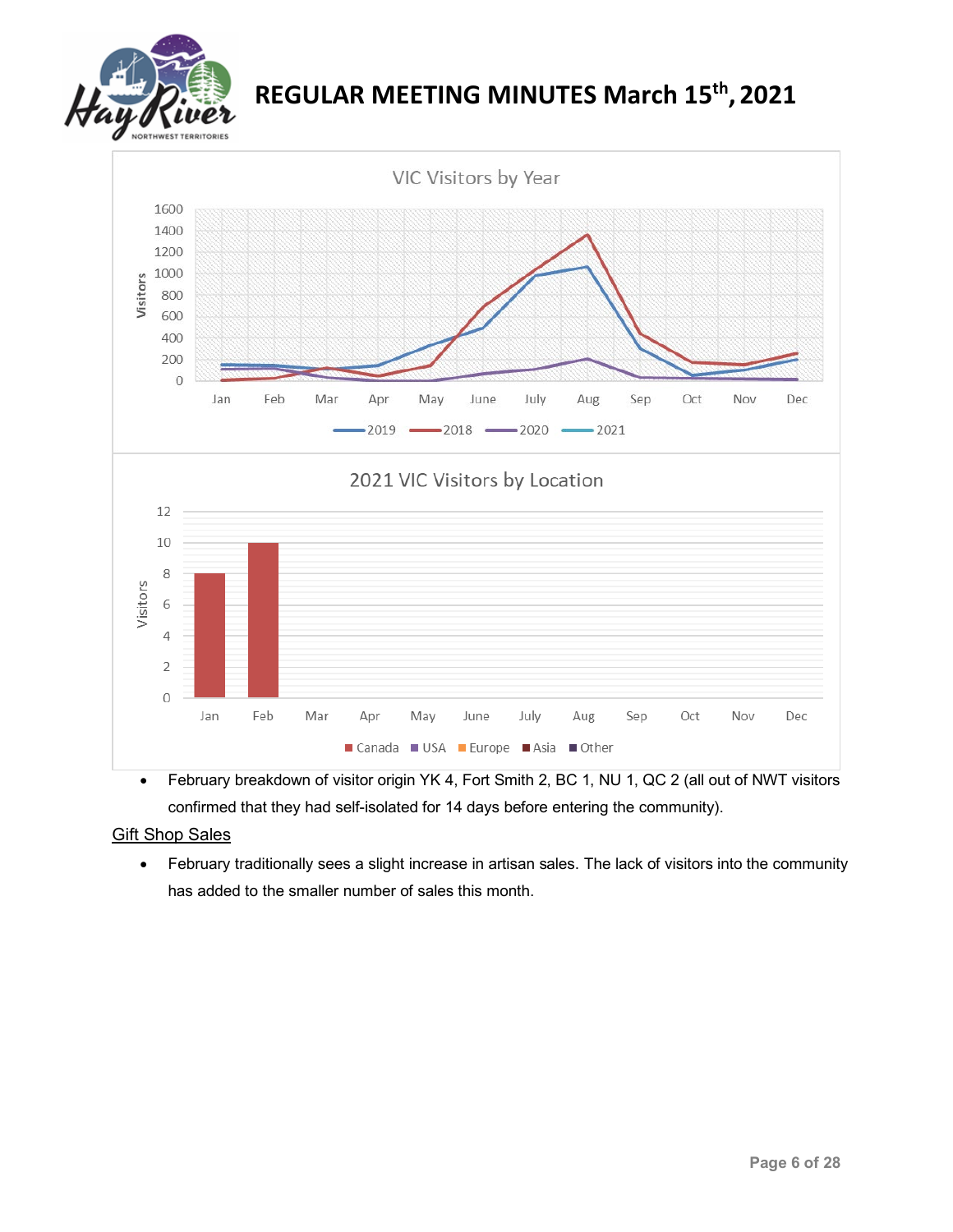VIC Visitors by Year

2021 VIC Visitors by Location

- February breakdown of visitor origin YK 4, Fort Smith 2, BC 1, NU 1, QC 2 (all out of NWT visitors confirmed that they had self-isolated for 14 days before entering the community).

<u>Gift Shop Sales</u>

- February traditionally sees a slight increase in artisan sales. The lack of visitors into the community has added to the smaller number of sales this month.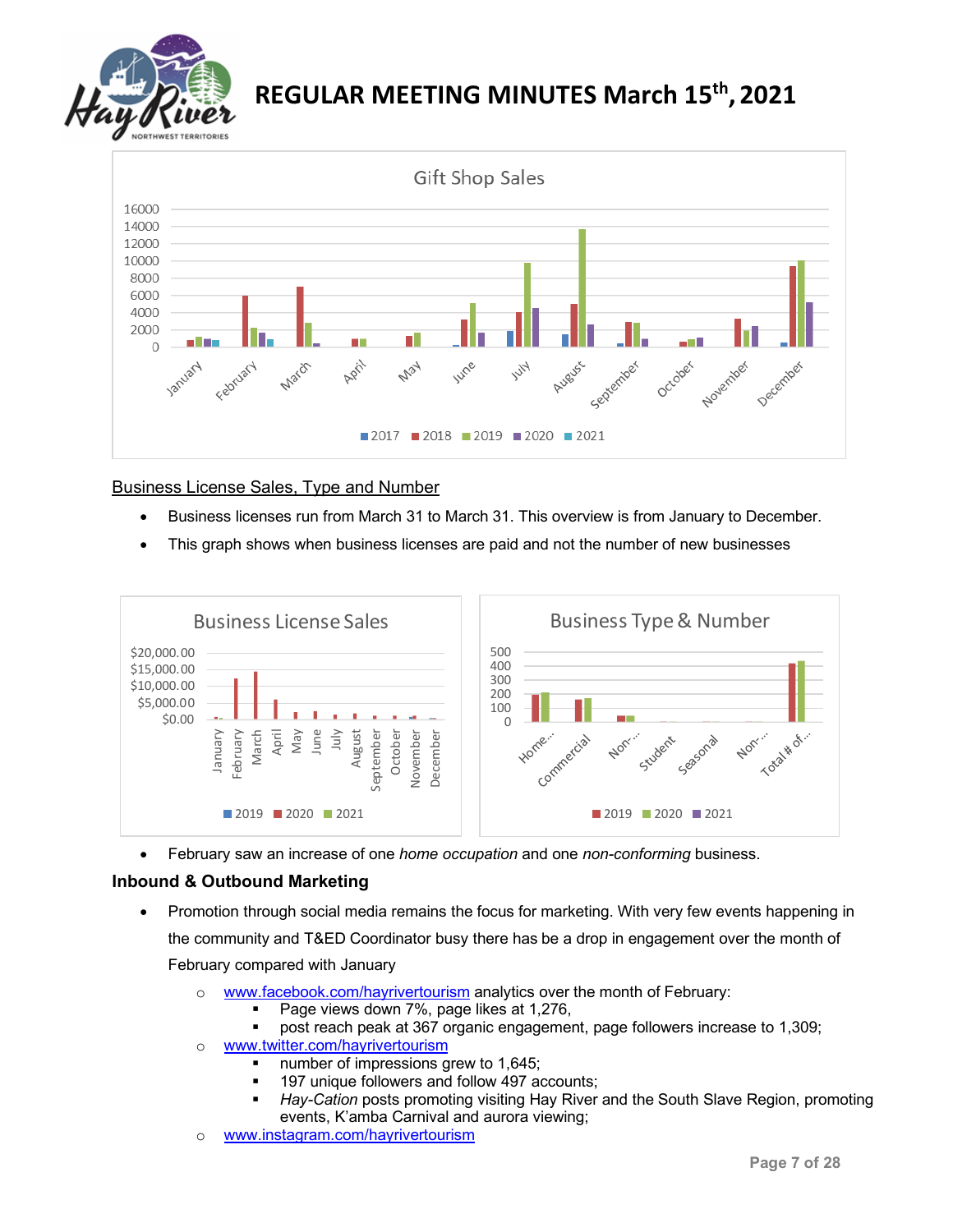**Business License Sales, Type and Number**

- Business licenses run from March 31 to March 31. This overview is from January to December.
- This graph shows when business licenses are paid and not the number of new businesses

- February saw an increase of one *home occupation* and one *non-conforming* business.

**Inbound & Outbound Marketing**

- Promotion through social media remains the focus for marketing. With very few events happening in the community and T&ED Coordinator busy there has be a drop in engagement over the month of February compared with January
  - www.facebook.com/hayrivertourism analytics over the month of February:
    - Page views down 7%, page likes at 1,276,
    - post reach peak at 367 organic engagement, page followers increase to 1,309;
  - www.twitter.com/hayrivertourism
    - number of impressions grew to 1,645;
    - 197 unique followers and follow 497 accounts;
    - *Hay-Cation* posts promoting visiting Hay River and the South Slave Region, promoting events, K'amba Carnival and aurora viewing;
  - www.instagram.com/hayrivertourism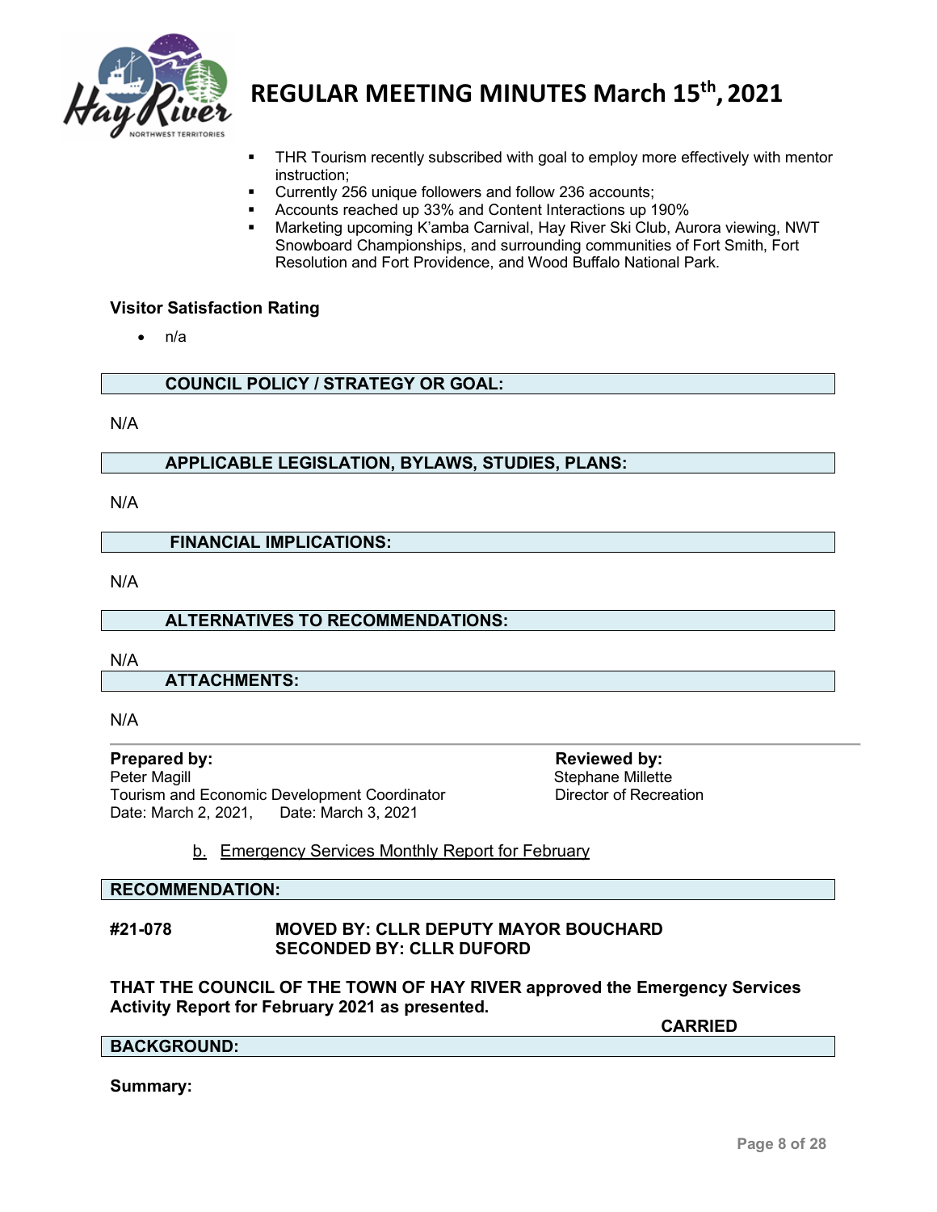- THR Tourism recently subscribed with goal to employ more effectively with mentor instruction;
- Currently 256 unique followers and follow 236 accounts;
- Accounts reached up 33% and Content Interactions up 190%
- Marketing upcoming K'amba Carnival, Hay River Ski Club, Aurora viewing, NWT Snowboard Championships, and surrounding communities of Fort Smith, Fort Resolution and Fort Providence, and Wood Buffalo National Park.

**Visitor Satisfaction Rating**

- n/a

**COUNCIL POLICY / STRATEGY OR GOAL:**

N/A

**APPLICABLE LEGISLATION, BYLAWS, STUDIES, PLANS:**

N/A

**FINANCIAL IMPLICATIONS:**

N/A

**ALTERNATIVES TO RECOMMENDATIONS:**

N/A

**ATTACHMENTS:**

N/A

**Prepared by:**
Peter Magill
Tourism and Economic Development Coordinator
Date: March 2, 2021,

**Reviewed by:**
Stephane Millette
Director of Recreation
Date: March 3, 2021

b. Emergency Services Monthly Report for February

**RECOMMENDATION:**

**#21-078 MOVED BY: CLLR DEPUTY MAYOR BOUCHARD**
**SECONDED BY: CLLR DUFORD**

**THAT THE COUNCIL OF THE TOWN OF HAY RIVER approved the Emergency Services Activity Report for February 2021 as presented.**

**CARRIED**

**BACKGROUND:**

**Summary:**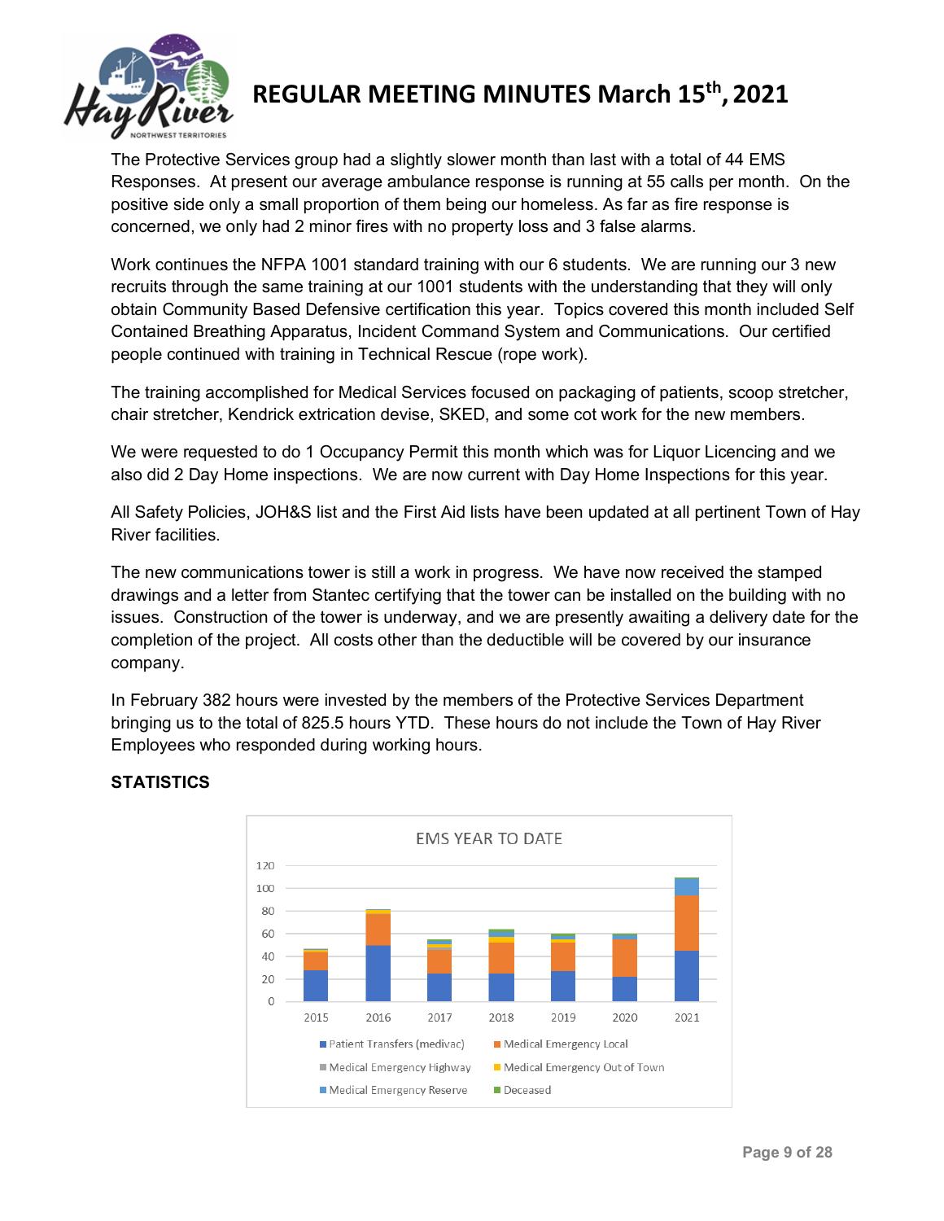The Protective Services group had a slightly slower month than last with a total of 44 EMS Responses. At present our average ambulance response is running at 55 calls per month. On the positive side only a small proportion of them being our homeless. As far as fire response is concerned, we only had 2 minor fires with no property loss and 3 false alarms.

Work continues the NFPA 1001 standard training with our 6 students. We are running our 3 new recruits through the same training at our 1001 students with the understanding that they will only obtain Community Based Defensive certification this year. Topics covered this month included Self Contained Breathing Apparatus, Incident Command System and Communications. Our certified people continued with training in Technical Rescue (rope work).

The training accomplished for Medical Services focused on packaging of patients, scoop stretcher, chair stretcher, Kendrick extrication devise, SKED, and some cot work for the new members.

We were requested to do 1 Occupancy Permit this month which was for Liquor Licencing and we also did 2 Day Home inspections. We are now current with Day Home Inspections for this year.

All Safety Policies, JOH&S list and the First Aid lists have been updated at all pertinent Town of Hay River facilities.

The new communications tower is still a work in progress. We have now received the stamped drawings and a letter from Stantec certifying that the tower can be installed on the building with no issues. Construction of the tower is underway, and we are presently awaiting a delivery date for the completion of the project. All costs other than the deductible will be covered by our insurance company.

In February 382 hours were invested by the members of the Protective Services Department bringing us to the total of 825.5 hours YTD. These hours do not include the Town of Hay River Employees who responded during working hours.

**STATISTICS**

EMS YEAR TO DATE

Legend: Patient Transfers (medivac), Medical Emergency Local, Medical Emergency Highway, Medical Emergency Out of Town, Medical Emergency Reserve, Deceased

Years: 2015, 2016, 2017, 2018, 2019, 2020, 2021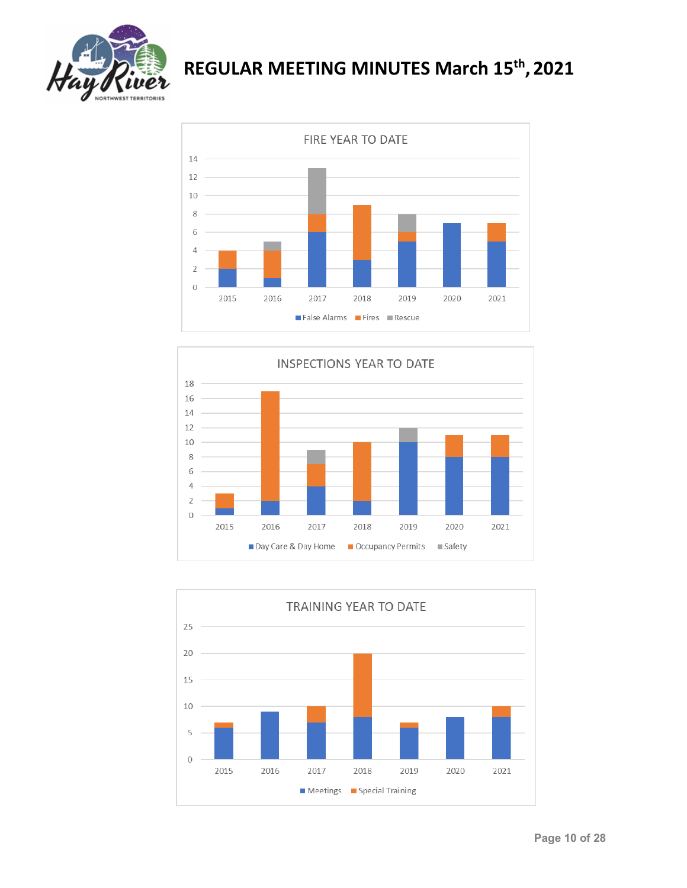## FIRE YEAR TO DATE

| Year | False Alarms | Fires | Rescue |
|---|---|---|---|
| 2015 | 2 | 2 | 0 |
| 2016 | 1 | 3 | 1 |
| 2017 | 6 | 2 | 5 |
| 2018 | 3 | 6 | 0 |
| 2019 | 5 | 1 | 2 |
| 2020 | 7 | 0 | 0 |
| 2021 | 5 | 2 | 0 |

## INSPECTIONS YEAR TO DATE

| Year | Day Care & Day Home | Occupancy Permits | Safety |
|---|---|---|---|
| 2015 | 1 | 2 | 0 |
| 2016 | 2 | 15 | 0 |
| 2017 | 4 | 3 | 2 |
| 2018 | 2 | 8 | 0 |
| 2019 | 10 | 0 | 2 |
| 2020 | 8 | 3 | 0 |
| 2021 | 8 | 3 | 0 |

## TRAINING YEAR TO DATE

| Year | Meetings | Special Training |
|---|---|---|
| 2015 | 6 | 1 |
| 2016 | 9 | 0 |
| 2017 | 7 | 3 |
| 2018 | 8 | 12 |
| 2019 | 6 | 1 |
| 2020 | 8 | 0 |
| 2021 | 8 | 2 |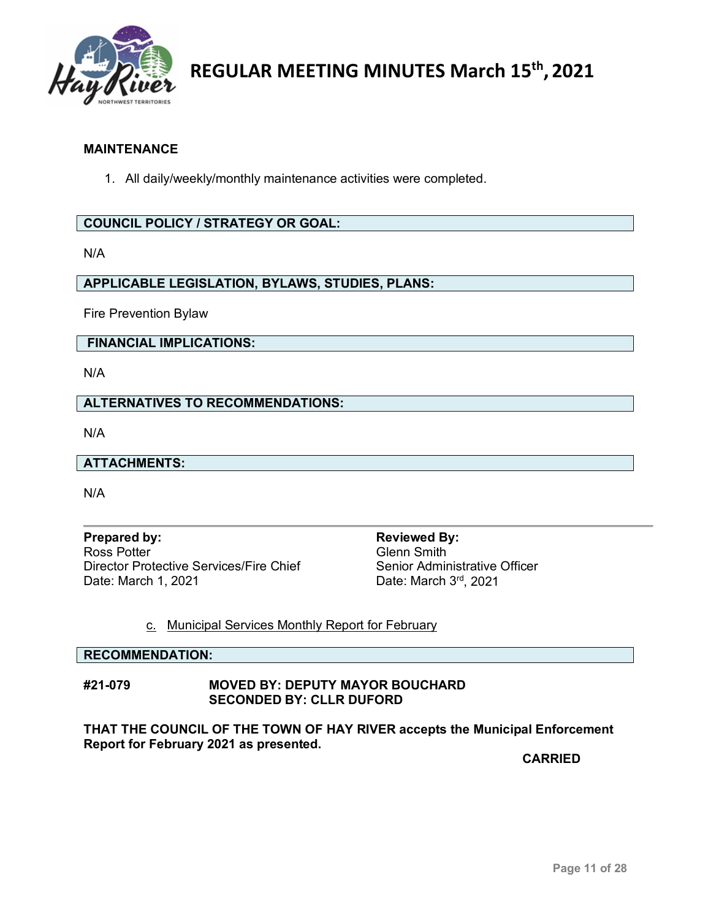**MAINTENANCE**

1. All daily/weekly/monthly maintenance activities were completed.

**COUNCIL POLICY / STRATEGY OR GOAL:**

N/A

**APPLICABLE LEGISLATION, BYLAWS, STUDIES, PLANS:**

Fire Prevention Bylaw

**FINANCIAL IMPLICATIONS:**

N/A

**ALTERNATIVES TO RECOMMENDATIONS:**

N/A

**ATTACHMENTS:**

N/A

**Prepared by:**
Ross Potter
Director Protective Services/Fire Chief
Date: March 1, 2021

**Reviewed By:**
Glenn Smith
Senior Administrative Officer
Date: March 3rd, 2021

c. Municipal Services Monthly Report for February

**RECOMMENDATION:**

**#21-079** **MOVED BY: DEPUTY MAYOR BOUCHARD**
**SECONDED BY: CLLR DUFORD**

**THAT THE COUNCIL OF THE TOWN OF HAY RIVER accepts the Municipal Enforcement Report for February 2021 as presented.**

**CARRIED**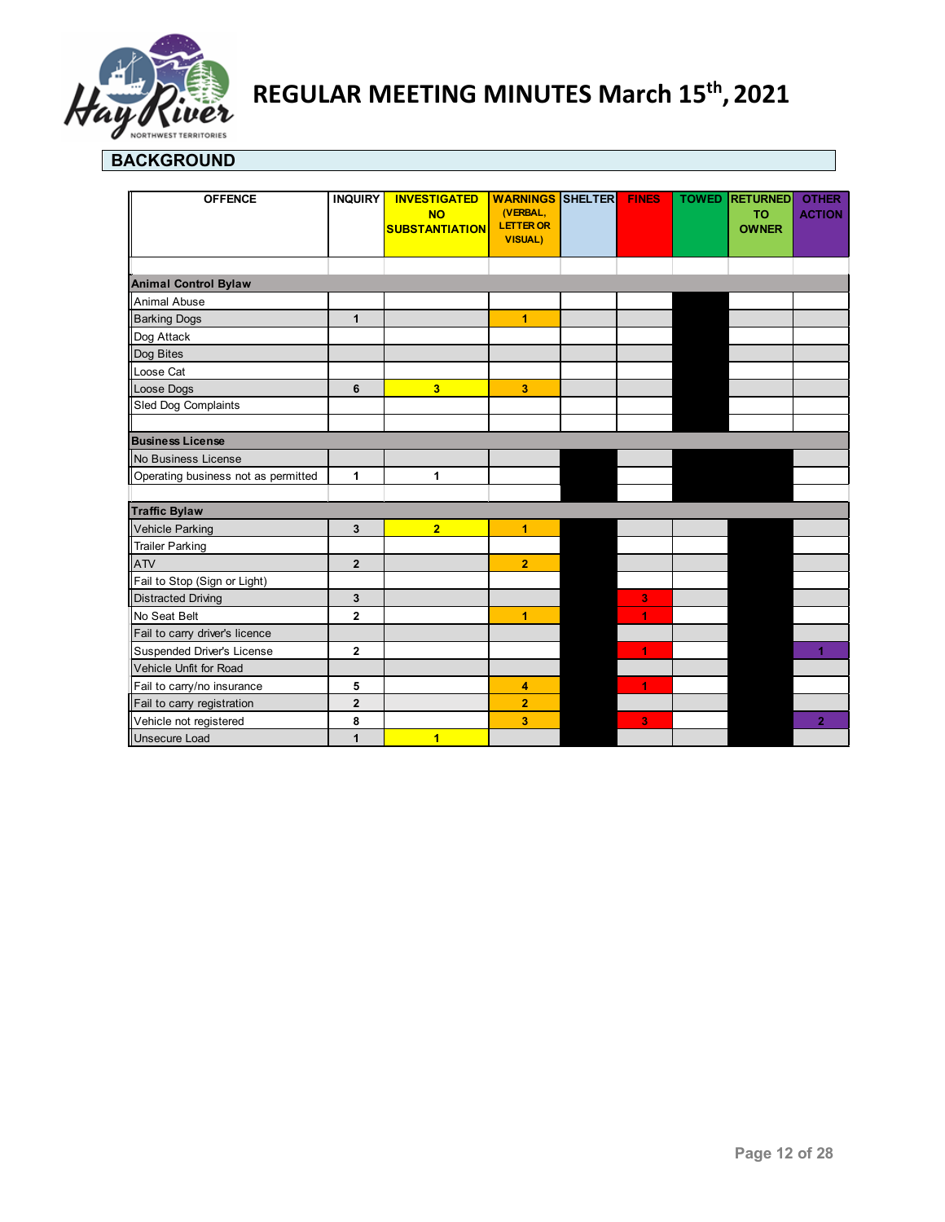## BACKGROUND

| OFFENCE | INQUIRY | INVESTIGATED NO SUBSTANTIATION | WARNINGS (VERBAL, LETTER OR VISUAL) | SHELTER | FINES | TOWED | RETURNED TO OWNER | OTHER ACTION |
|---|---|---|---|---|---|---|---|---|
| **Animal Control Bylaw** | | | | | | | | |
| Animal Abuse | | | | | | | | |
| Barking Dogs | 1 | | 1 | | | | | |
| Dog Attack | | | | | | | | |
| Dog Bites | | | | | | | | |
| Loose Cat | | | | | | | | |
| Loose Dogs | 6 | 3 | 3 | | | | | |
| Sled Dog Complaints | | | | | | | | |
| **Business License** | | | | | | | | |
| No Business License | | | | | | | | |
| Operating business not as permitted | 1 | 1 | | | | | | |
| **Traffic Bylaw** | | | | | | | | |
| Vehicle Parking | 3 | 2 | 1 | | | | | |
| Trailer Parking | | | | | | | | |
| ATV | 2 | | 2 | | | | | |
| Fail to Stop (Sign or Light) | | | | | | | | |
| Distracted Driving | 3 | | | | 3 | | | |
| No Seat Belt | 2 | | 1 | | 1 | | | |
| Fail to carry driver's licence | | | | | | | | |
| Suspended Driver's License | 2 | | | | 1 | | | 1 |
| Vehicle Unfit for Road | | | | | | | | |
| Fail to carry/no insurance | 5 | | 4 | | 1 | | | |
| Fail to carry registration | 2 | | 2 | | | | | |
| Vehicle not registered | 8 | | 3 | | 3 | | | 2 |
| Unsecure Load | 1 | 1 | | | | | | |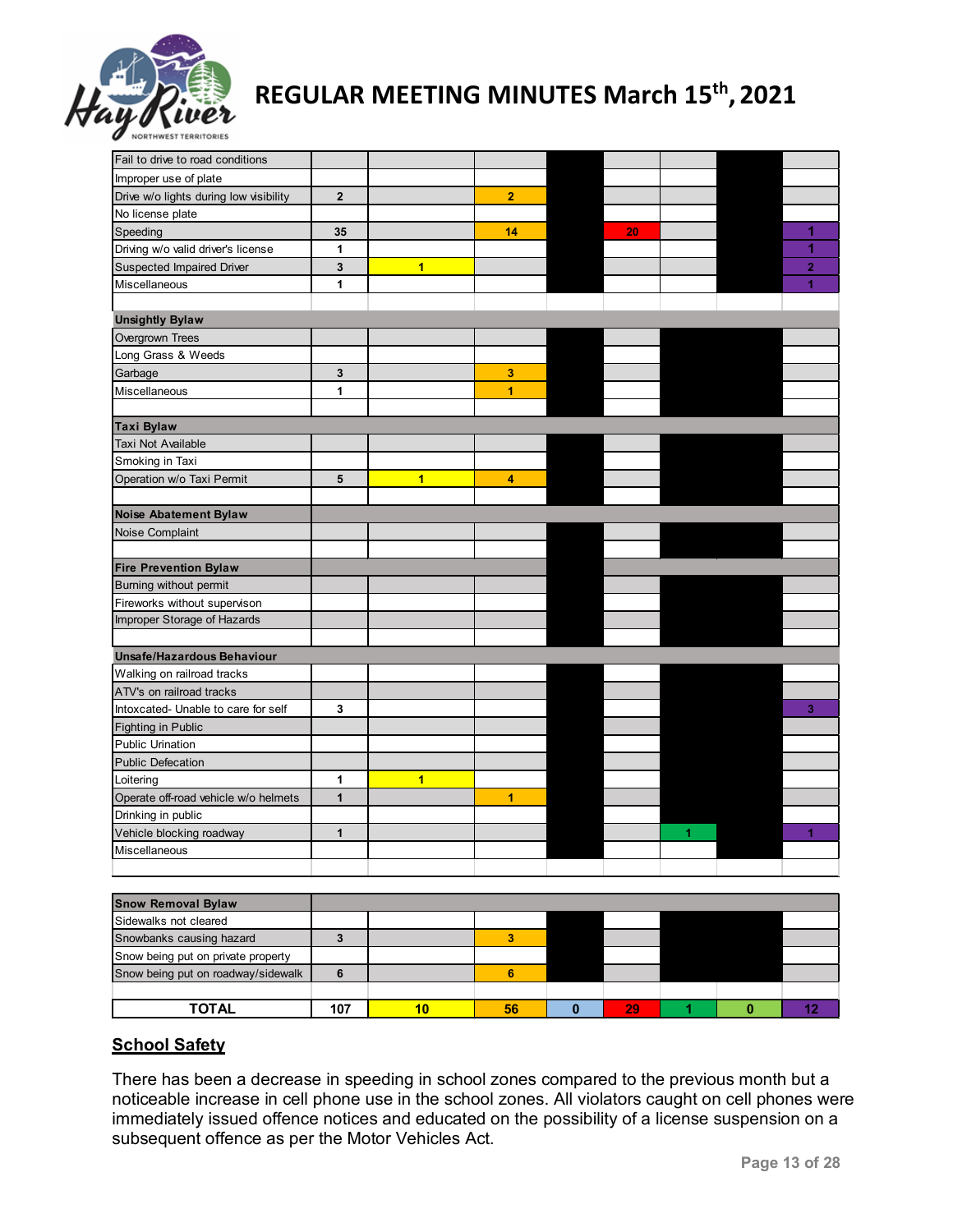| | | | | | | | | |
|---|---|---|---|---|---|---|---|---|
| Fail to drive to road conditions | | | | | | | | |
| Improper use of plate | | | | | | | | |
| Drive w/o lights during low visibility | 2 | | 2 | | | | | |
| No license plate | | | | | | | | |
| Speeding | 35 | | 14 | | 20 | | | 1 |
| Driving w/o valid driver's license | 1 | | | | | | | 1 |
| Suspected Impaired Driver | 3 | 1 | | | | | | 2 |
| Miscellaneous | 1 | | | | | | | 1 |
| | | | | | | | | |
| **Unsightly Bylaw** | | | | | | | | |
| Overgrown Trees | | | | | | | | |
| Long Grass & Weeds | | | | | | | | |
| Garbage | 3 | | 3 | | | | | |
| Miscellaneous | 1 | | 1 | | | | | |
| | | | | | | | | |
| **Taxi Bylaw** | | | | | | | | |
| Taxi Not Available | | | | | | | | |
| Smoking in Taxi | | | | | | | | |
| Operation w/o Taxi Permit | 5 | 1 | 4 | | | | | |
| | | | | | | | | |
| **Noise Abatement Bylaw** | | | | | | | | |
| Noise Complaint | | | | | | | | |
| | | | | | | | | |
| **Fire Prevention Bylaw** | | | | | | | | |
| Burning without permit | | | | | | | | |
| Fireworks without supervison | | | | | | | | |
| Improper Storage of Hazards | | | | | | | | |
| | | | | | | | | |
| **Unsafe/Hazardous Behaviour** | | | | | | | | |
| Walking on railroad tracks | | | | | | | | |
| ATV's on railroad tracks | | | | | | | | |
| Intoxcated- Unable to care for self | 3 | | | | | | | 3 |
| Fighting in Public | | | | | | | | |
| Public Urination | | | | | | | | |
| Public Defecation | | | | | | | | |
| Loitering | 1 | 1 | | | | | | |
| Operate off-road vehicle w/o helmets | 1 | | 1 | | | | | |
| Drinking in public | | | | | | | | |
| Vehicle blocking roadway | 1 | | | | | 1 | | 1 |
| Miscellaneous | | | | | | | | |
| | | | | | | | | |
| **Snow Removal Bylaw** | | | | | | | | |
| Sidewalks not cleared | | | | | | | | |
| Snowbanks causing hazard | 3 | | 3 | | | | | |
| Snow being put on private property | | | | | | | | |
| Snow being put on roadway/sidewalk | 6 | | 6 | | | | | |
| | | | | | | | | |
| **TOTAL** | 107 | 10 | 56 | 0 | 29 | 1 | 0 | 12 |

## School Safety

There has been a decrease in speeding in school zones compared to the previous month but a noticeable increase in cell phone use in the school zones. All violators caught on cell phones were immediately issued offence notices and educated on the possibility of a license suspension on a subsequent offence as per the Motor Vehicles Act.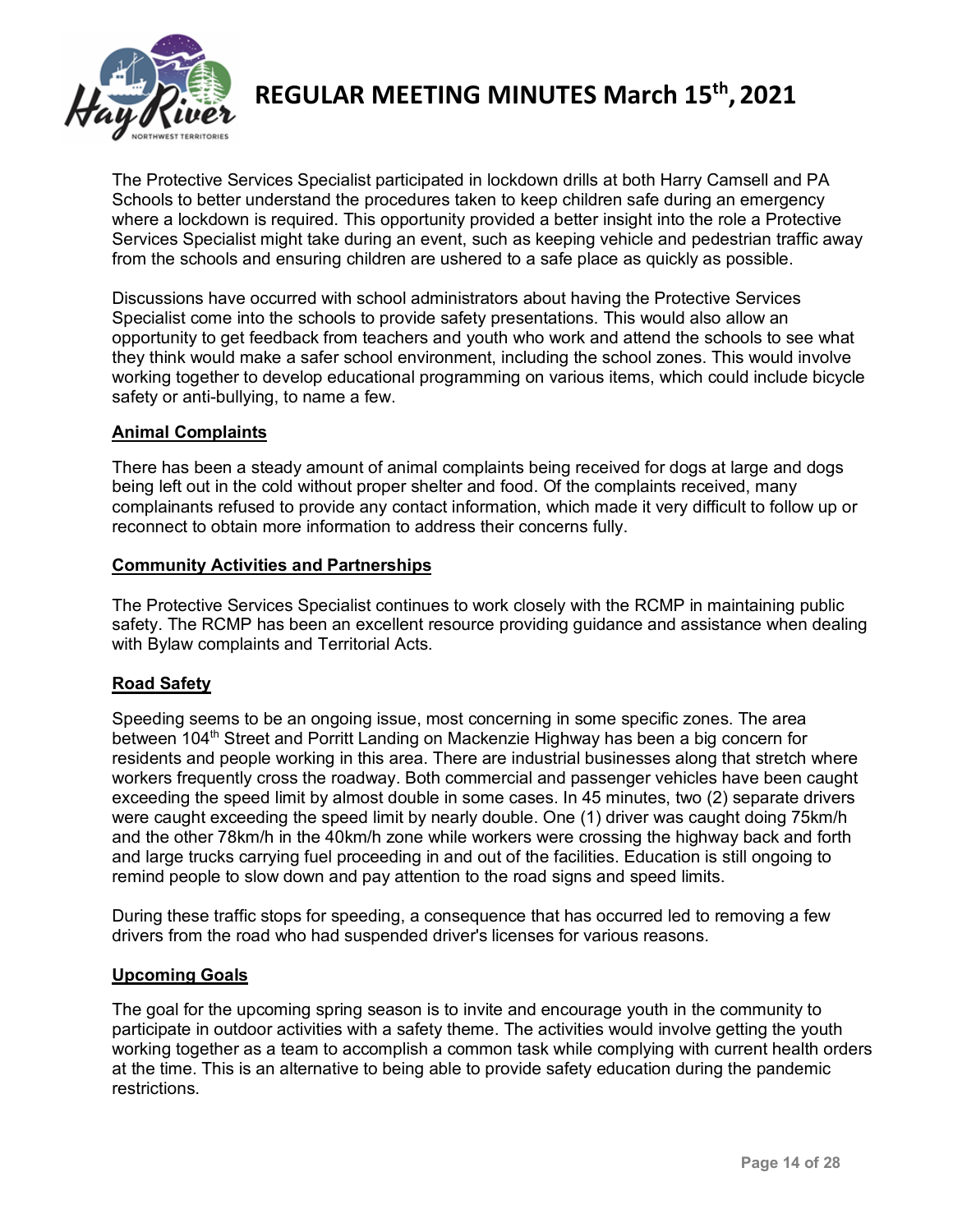The Protective Services Specialist participated in lockdown drills at both Harry Camsell and PA Schools to better understand the procedures taken to keep children safe during an emergency where a lockdown is required. This opportunity provided a better insight into the role a Protective Services Specialist might take during an event, such as keeping vehicle and pedestrian traffic away from the schools and ensuring children are ushered to a safe place as quickly as possible.

Discussions have occurred with school administrators about having the Protective Services Specialist come into the schools to provide safety presentations. This would also allow an opportunity to get feedback from teachers and youth who work and attend the schools to see what they think would make a safer school environment, including the school zones. This would involve working together to develop educational programming on various items, which could include bicycle safety or anti-bullying, to name a few.

**Animal Complaints**

There has been a steady amount of animal complaints being received for dogs at large and dogs being left out in the cold without proper shelter and food. Of the complaints received, many complainants refused to provide any contact information, which made it very difficult to follow up or reconnect to obtain more information to address their concerns fully.

**Community Activities and Partnerships**

The Protective Services Specialist continues to work closely with the RCMP in maintaining public safety. The RCMP has been an excellent resource providing guidance and assistance when dealing with Bylaw complaints and Territorial Acts.

**Road Safety**

Speeding seems to be an ongoing issue, most concerning in some specific zones. The area between 104th Street and Porritt Landing on Mackenzie Highway has been a big concern for residents and people working in this area. There are industrial businesses along that stretch where workers frequently cross the roadway. Both commercial and passenger vehicles have been caught exceeding the speed limit by almost double in some cases. In 45 minutes, two (2) separate drivers were caught exceeding the speed limit by nearly double. One (1) driver was caught doing 75km/h and the other 78km/h in the 40km/h zone while workers were crossing the highway back and forth and large trucks carrying fuel proceeding in and out of the facilities. Education is still ongoing to remind people to slow down and pay attention to the road signs and speed limits.

During these traffic stops for speeding, a consequence that has occurred led to removing a few drivers from the road who had suspended driver's licenses for various reasons.

**Upcoming Goals**

The goal for the upcoming spring season is to invite and encourage youth in the community to participate in outdoor activities with a safety theme. The activities would involve getting the youth working together as a team to accomplish a common task while complying with current health orders at the time. This is an alternative to being able to provide safety education during the pandemic restrictions.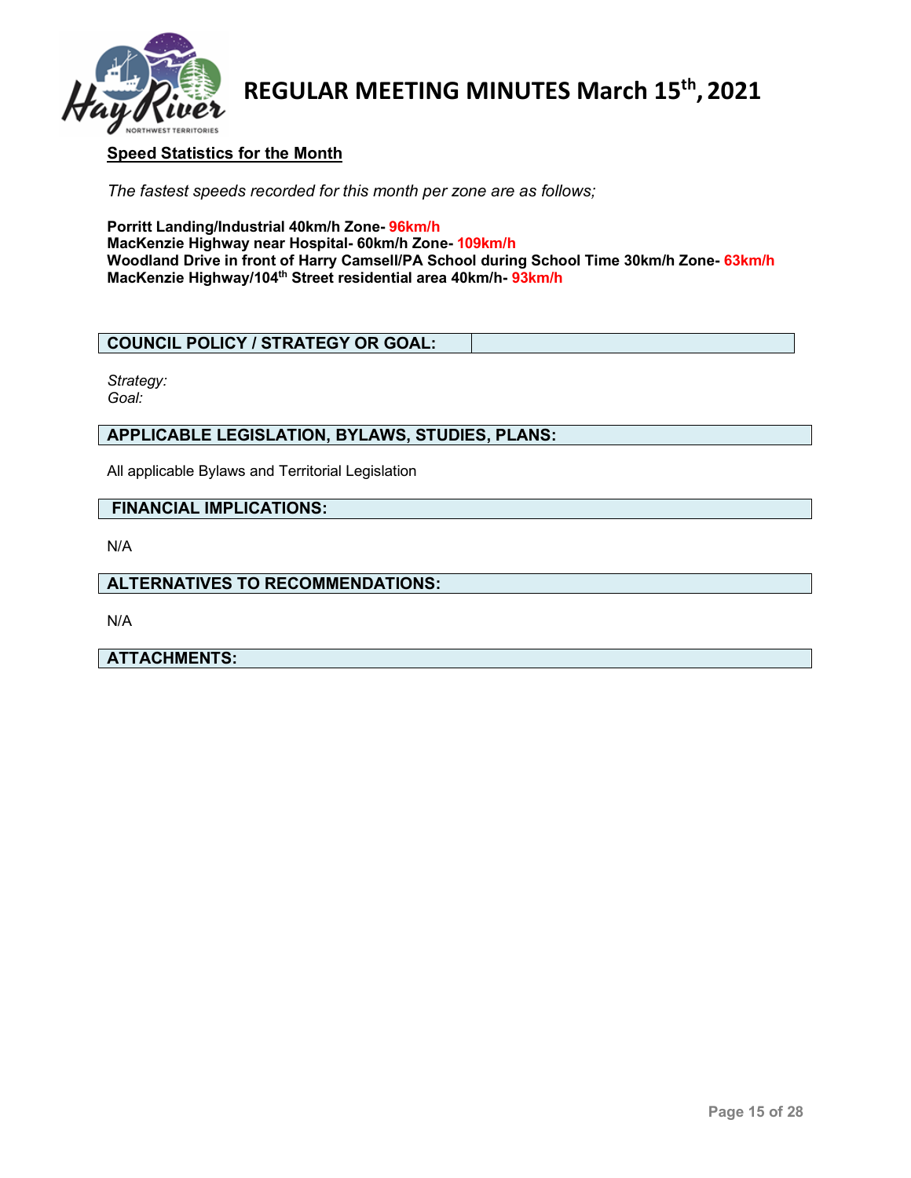**Speed Statistics for the Month**

*The fastest speeds recorded for this month per zone are as follows;*

**Porritt Landing/Industrial 40km/h Zone- 96km/h**
**MacKenzie Highway near Hospital- 60km/h Zone- 109km/h**
**Woodland Drive in front of Harry Camsell/PA School during School Time 30km/h Zone- 63km/h**
**MacKenzie Highway/104th Street residential area 40km/h- 93km/h**

### COUNCIL POLICY / STRATEGY OR GOAL:

*Strategy:*
*Goal:*

### APPLICABLE LEGISLATION, BYLAWS, STUDIES, PLANS:

All applicable Bylaws and Territorial Legislation

### FINANCIAL IMPLICATIONS:

N/A

### ALTERNATIVES TO RECOMMENDATIONS:

N/A

### ATTACHMENTS: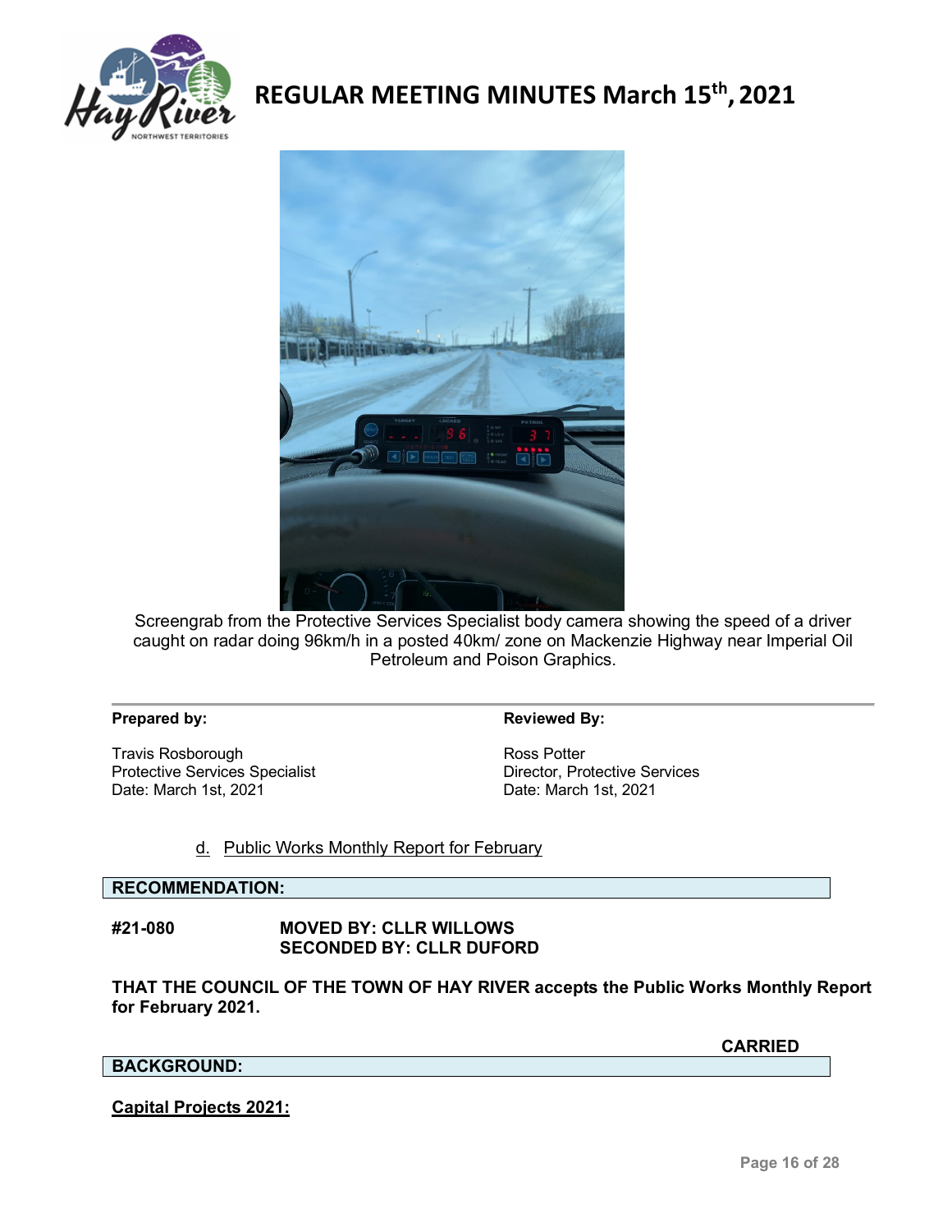Screengrab from the Protective Services Specialist body camera showing the speed of a driver caught on radar doing 96km/h in a posted 40km/ zone on Mackenzie Highway near Imperial Oil Petroleum and Poison Graphics.

| **Prepared by:** | **Reviewed By:** |
|---|---|
| Travis Rosborough<br>Protective Services Specialist<br>Date: March 1st, 2021 | Ross Potter<br>Director, Protective Services<br>Date: March 1st, 2021 |

d. Public Works Monthly Report for February

**RECOMMENDATION:**

**#21-080** **MOVED BY: CLLR WILLOWS**
**SECONDED BY: CLLR DUFORD**

**THAT THE COUNCIL OF THE TOWN OF HAY RIVER accepts the Public Works Monthly Report for February 2021.**

**CARRIED**

**BACKGROUND:**

**Capital Projects 2021:**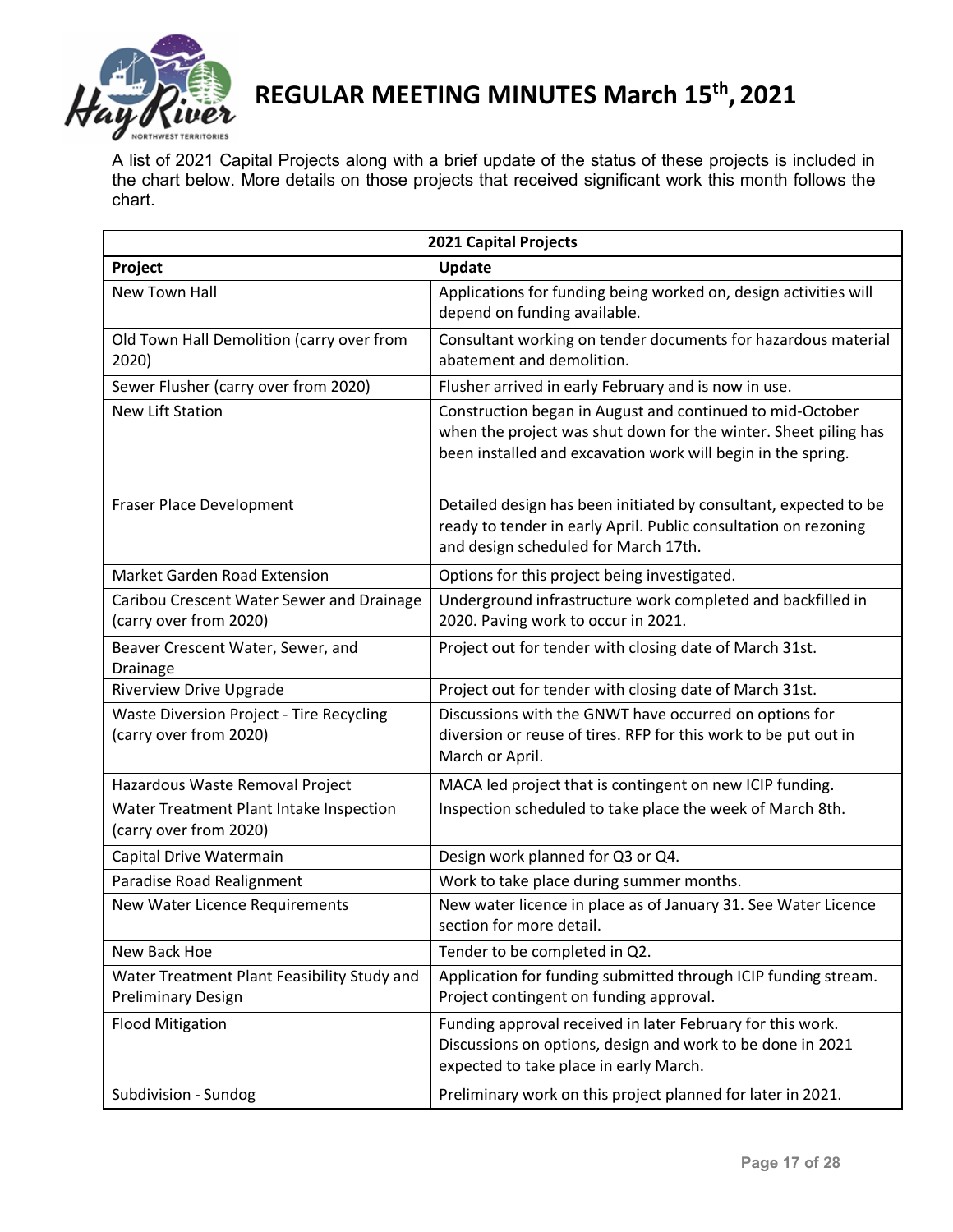A list of 2021 Capital Projects along with a brief update of the status of these projects is included in the chart below. More details on those projects that received significant work this month follows the chart.

| 2021 Capital Projects | |
|---|---|
| **Project** | **Update** |
| New Town Hall | Applications for funding being worked on, design activities will depend on funding available. |
| Old Town Hall Demolition (carry over from 2020) | Consultant working on tender documents for hazardous material abatement and demolition. |
| Sewer Flusher (carry over from 2020) | Flusher arrived in early February and is now in use. |
| New Lift Station | Construction began in August and continued to mid-October when the project was shut down for the winter. Sheet piling has been installed and excavation work will begin in the spring. |
| Fraser Place Development | Detailed design has been initiated by consultant, expected to be ready to tender in early April. Public consultation on rezoning and design scheduled for March 17th. |
| Market Garden Road Extension | Options for this project being investigated. |
| Caribou Crescent Water Sewer and Drainage (carry over from 2020) | Underground infrastructure work completed and backfilled in 2020. Paving work to occur in 2021. |
| Beaver Crescent Water, Sewer, and Drainage | Project out for tender with closing date of March 31st. |
| Riverview Drive Upgrade | Project out for tender with closing date of March 31st. |
| Waste Diversion Project - Tire Recycling (carry over from 2020) | Discussions with the GNWT have occurred on options for diversion or reuse of tires. RFP for this work to be put out in March or April. |
| Hazardous Waste Removal Project | MACA led project that is contingent on new ICIP funding. |
| Water Treatment Plant Intake Inspection (carry over from 2020) | Inspection scheduled to take place the week of March 8th. |
| Capital Drive Watermain | Design work planned for Q3 or Q4. |
| Paradise Road Realignment | Work to take place during summer months. |
| New Water Licence Requirements | New water licence in place as of January 31. See Water Licence section for more detail. |
| New Back Hoe | Tender to be completed in Q2. |
| Water Treatment Plant Feasibility Study and Preliminary Design | Application for funding submitted through ICIP funding stream. Project contingent on funding approval. |
| Flood Mitigation | Funding approval received in later February for this work. Discussions on options, design and work to be done in 2021 expected to take place in early March. |
| Subdivision - Sundog | Preliminary work on this project planned for later in 2021. |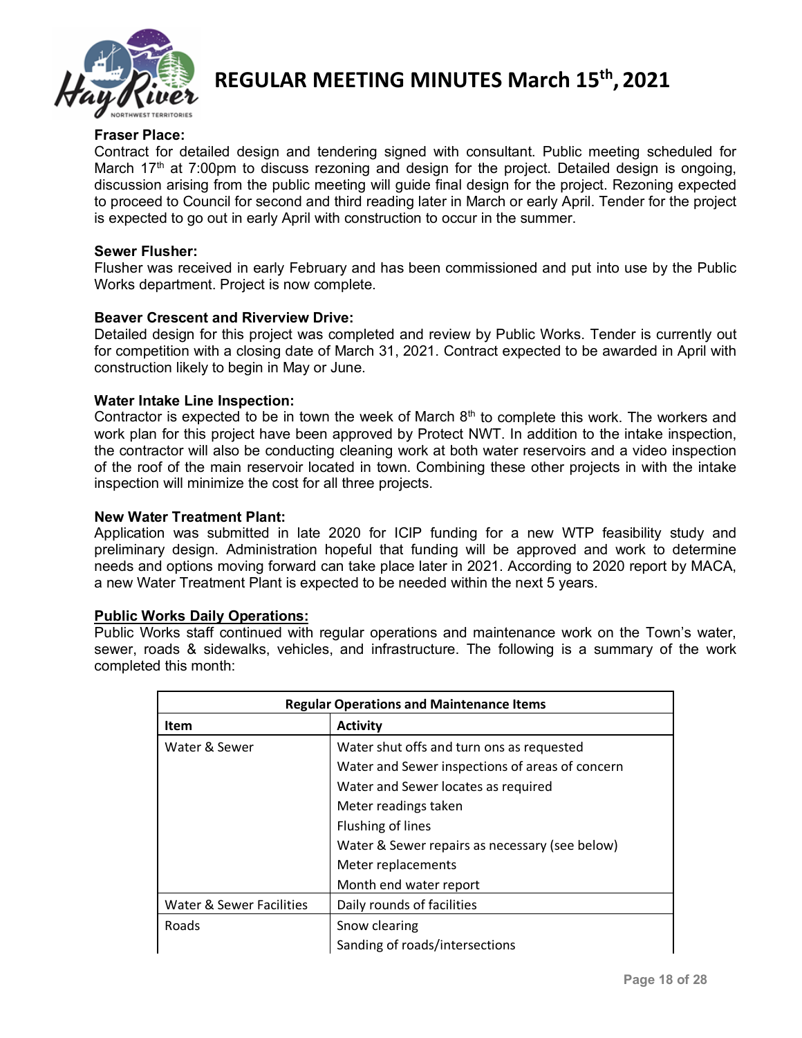**Fraser Place:**
Contract for detailed design and tendering signed with consultant. Public meeting scheduled for March 17th at 7:00pm to discuss rezoning and design for the project. Detailed design is ongoing, discussion arising from the public meeting will guide final design for the project. Rezoning expected to proceed to Council for second and third reading later in March or early April. Tender for the project is expected to go out in early April with construction to occur in the summer.

**Sewer Flusher:**
Flusher was received in early February and has been commissioned and put into use by the Public Works department. Project is now complete.

**Beaver Crescent and Riverview Drive:**
Detailed design for this project was completed and review by Public Works. Tender is currently out for competition with a closing date of March 31, 2021. Contract expected to be awarded in April with construction likely to begin in May or June.

**Water Intake Line Inspection:**
Contractor is expected to be in town the week of March 8th to complete this work. The workers and work plan for this project have been approved by Protect NWT. In addition to the intake inspection, the contractor will also be conducting cleaning work at both water reservoirs and a video inspection of the roof of the main reservoir located in town. Combining these other projects in with the intake inspection will minimize the cost for all three projects.

**New Water Treatment Plant:**
Application was submitted in late 2020 for ICIP funding for a new WTP feasibility study and preliminary design. Administration hopeful that funding will be approved and work to determine needs and options moving forward can take place later in 2021. According to 2020 report by MACA, a new Water Treatment Plant is expected to be needed within the next 5 years.

**Public Works Daily Operations:**
Public Works staff continued with regular operations and maintenance work on the Town's water, sewer, roads & sidewalks, vehicles, and infrastructure. The following is a summary of the work completed this month:

| Regular Operations and Maintenance Items | |
|---|---|
| **Item** | **Activity** |
| Water & Sewer | Water shut offs and turn ons as requested |
| | Water and Sewer inspections of areas of concern |
| | Water and Sewer locates as required |
| | Meter readings taken |
| | Flushing of lines |
| | Water & Sewer repairs as necessary (see below) |
| | Meter replacements |
| | Month end water report |
| Water & Sewer Facilities | Daily rounds of facilities |
| Roads | Snow clearing |
| | Sanding of roads/intersections |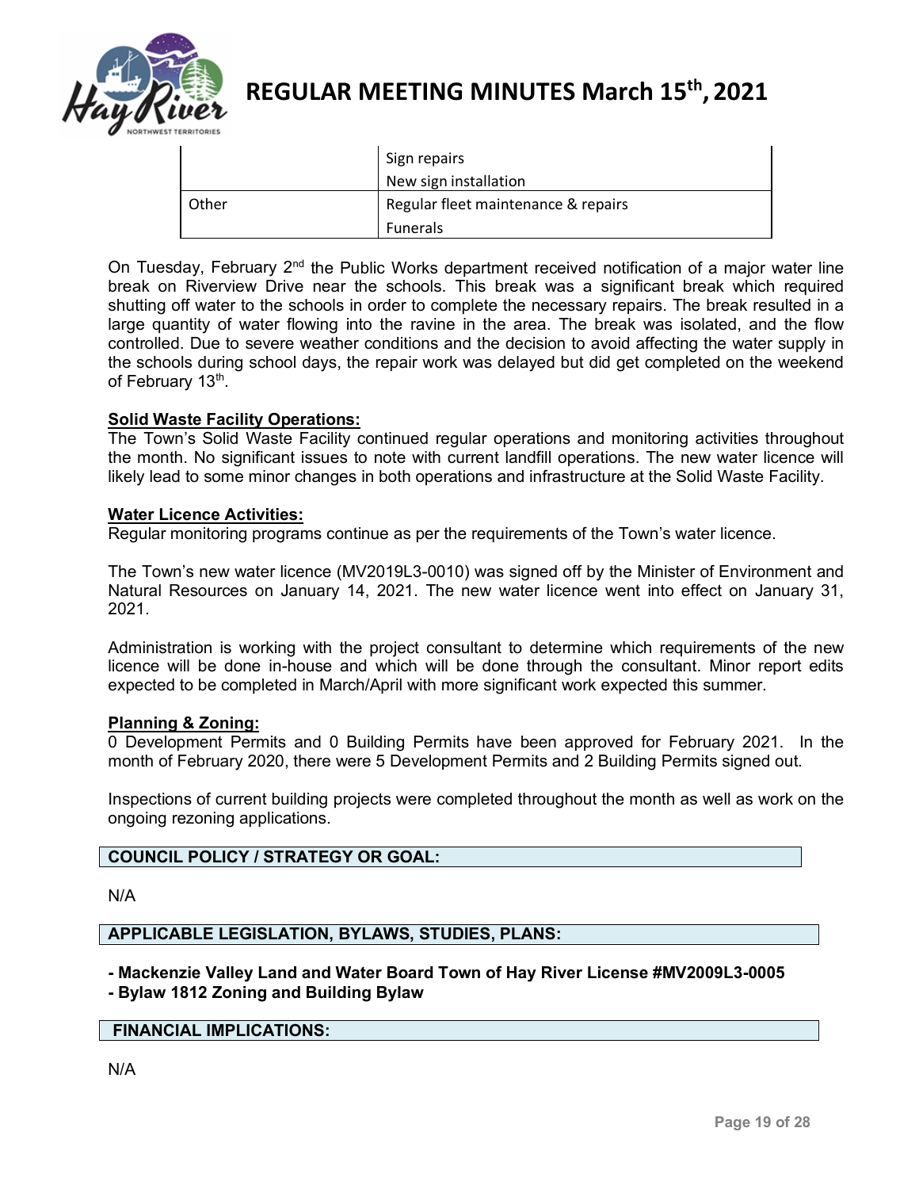| | |
|---|---|
| | Sign repairs<br>New sign installation |
| Other | Regular fleet maintenance & repairs<br>Funerals |

On Tuesday, February 2nd the Public Works department received notification of a major water line break on Riverview Drive near the schools. This break was a significant break which required shutting off water to the schools in order to complete the necessary repairs. The break resulted in a large quantity of water flowing into the ravine in the area. The break was isolated, and the flow controlled. Due to severe weather conditions and the decision to avoid affecting the water supply in the schools during school days, the repair work was delayed but did get completed on the weekend of February 13th.

**Solid Waste Facility Operations:**

The Town's Solid Waste Facility continued regular operations and monitoring activities throughout the month. No significant issues to note with current landfill operations. The new water licence will likely lead to some minor changes in both operations and infrastructure at the Solid Waste Facility.

**Water Licence Activities:**

Regular monitoring programs continue as per the requirements of the Town's water licence.

The Town's new water licence (MV2019L3-0010) was signed off by the Minister of Environment and Natural Resources on January 14, 2021. The new water licence went into effect on January 31, 2021.

Administration is working with the project consultant to determine which requirements of the new licence will be done in-house and which will be done through the consultant. Minor report edits expected to be completed in March/April with more significant work expected this summer.

**Planning & Zoning:**

0 Development Permits and 0 Building Permits have been approved for February 2021. In the month of February 2020, there were 5 Development Permits and 2 Building Permits signed out.

Inspections of current building projects were completed throughout the month as well as work on the ongoing rezoning applications.

## COUNCIL POLICY / STRATEGY OR GOAL:

N/A

## APPLICABLE LEGISLATION, BYLAWS, STUDIES, PLANS:

- **Mackenzie Valley Land and Water Board Town of Hay River License #MV2009L3-0005**
- **Bylaw 1812 Zoning and Building Bylaw**

## FINANCIAL IMPLICATIONS:

N/A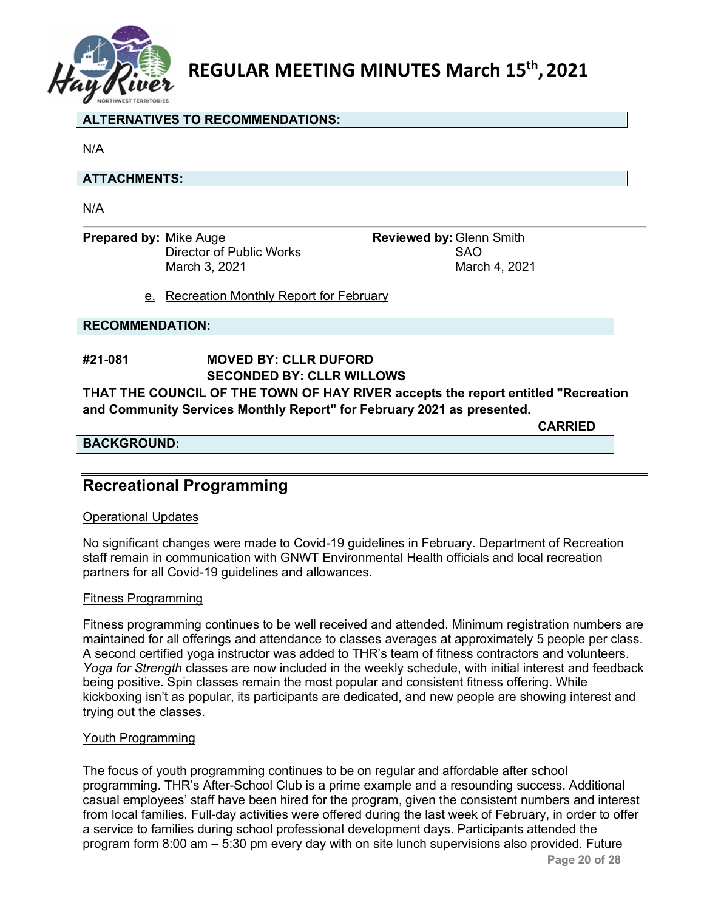**ALTERNATIVES TO RECOMMENDATIONS:**

N/A

**ATTACHMENTS:**

N/A

| **Prepared by:** | Mike Auge | **Reviewed by:** | Glenn Smith |
|---|---|---|---|
| | Director of Public Works | | SAO |
| | March 3, 2021 | | March 4, 2021 |

e. Recreation Monthly Report for February

**RECOMMENDATION:**

**#21-081 MOVED BY: CLLR DUFORD**
**SECONDED BY: CLLR WILLOWS**

**THAT THE COUNCIL OF THE TOWN OF HAY RIVER accepts the report entitled "Recreation and Community Services Monthly Report" for February 2021 as presented.**

**CARRIED**

**BACKGROUND:**

## Recreational Programming

Operational Updates

No significant changes were made to Covid-19 guidelines in February. Department of Recreation staff remain in communication with GNWT Environmental Health officials and local recreation partners for all Covid-19 guidelines and allowances.

Fitness Programming

Fitness programming continues to be well received and attended. Minimum registration numbers are maintained for all offerings and attendance to classes averages at approximately 5 people per class. A second certified yoga instructor was added to THR's team of fitness contractors and volunteers. *Yoga for Strength* classes are now included in the weekly schedule, with initial interest and feedback being positive. Spin classes remain the most popular and consistent fitness offering. While kickboxing isn't as popular, its participants are dedicated, and new people are showing interest and trying out the classes.

Youth Programming

The focus of youth programming continues to be on regular and affordable after school programming. THR's After-School Club is a prime example and a resounding success. Additional casual employees' staff have been hired for the program, given the consistent numbers and interest from local families. Full-day activities were offered during the last week of February, in order to offer a service to families during school professional development days. Participants attended the program form 8:00 am – 5:30 pm every day with on site lunch supervisions also provided. Future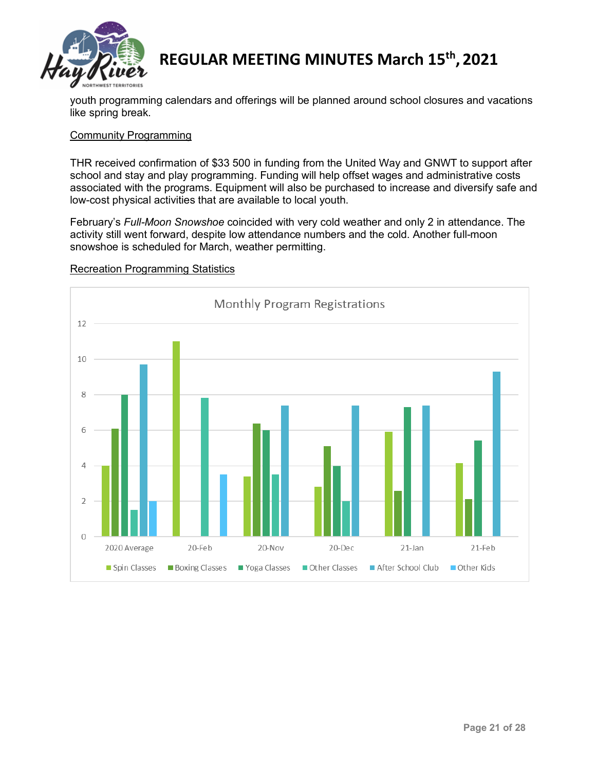youth programming calendars and offerings will be planned around school closures and vacations like spring break.

Community Programming

THR received confirmation of $33 500 in funding from the United Way and GNWT to support after school and stay and play programming. Funding will help offset wages and administrative costs associated with the programs. Equipment will also be purchased to increase and diversify safe and low-cost physical activities that are available to local youth.

February's *Full-Moon Snowshoe* coincided with very cold weather and only 2 in attendance. The activity still went forward, despite low attendance numbers and the cold. Another full-moon snowshoe is scheduled for March, weather permitting.

Recreation Programming Statistics

Monthly Program Registrations

| | Spin Classes | Boxing Classes | Yoga Classes | Other Classes | After School Club | Other Kids |
|---|---|---|---|---|---|---|
| 2020 Average | 4 | 6.1 | 8 | 1.5 | 9.7 | 2 |
| 20-Feb | 11 | | | 7.8 | | 3.5 |
| 20-Nov | 3.4 | 6.4 | 6 | 3.5 | 7.4 | |
| 20-Dec | 2.8 | 5.1 | 4 | 2 | 7.4 | |
| 21-Jan | 5.9 | 2.6 | 7.3 | | 7.4 | |
| 21-Feb | 4.1 | 2.1 | 5.4 | | 9.3 | |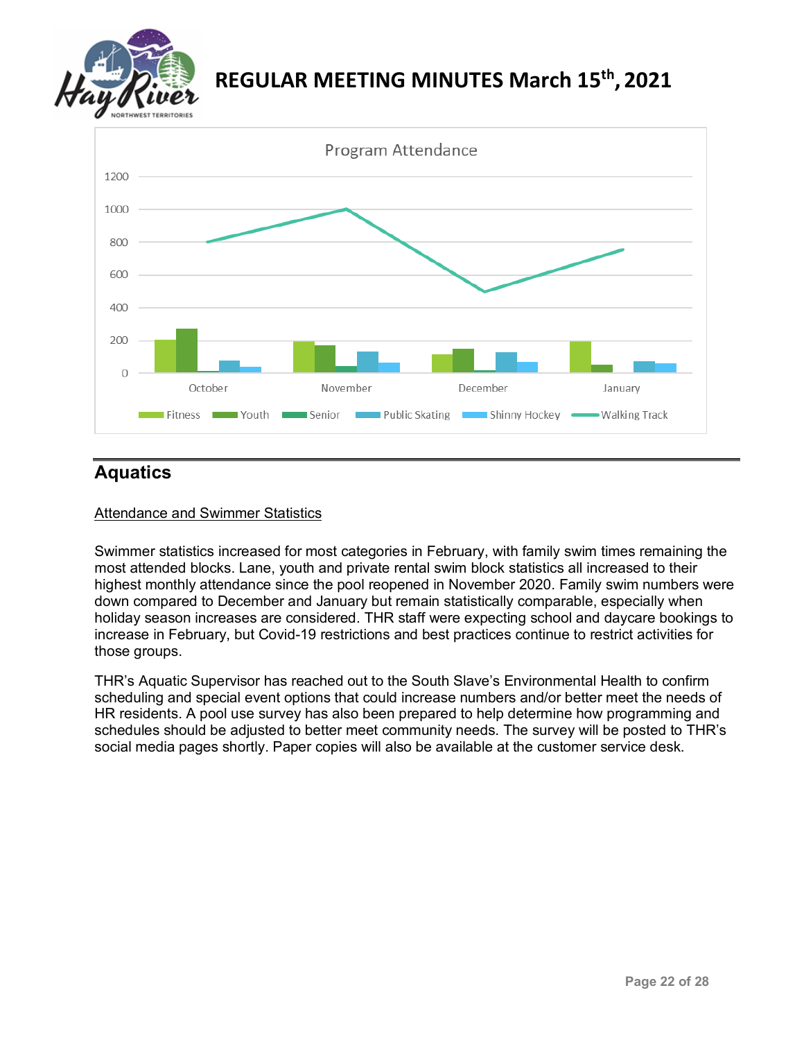Program Attendance

## Aquatics

Attendance and Swimmer Statistics

Swimmer statistics increased for most categories in February, with family swim times remaining the most attended blocks. Lane, youth and private rental swim block statistics all increased to their highest monthly attendance since the pool reopened in November 2020. Family swim numbers were down compared to December and January but remain statistically comparable, especially when holiday season increases are considered. THR staff were expecting school and daycare bookings to increase in February, but Covid-19 restrictions and best practices continue to restrict activities for those groups.

THR's Aquatic Supervisor has reached out to the South Slave's Environmental Health to confirm scheduling and special event options that could increase numbers and/or better meet the needs of HR residents. A pool use survey has also been prepared to help determine how programming and schedules should be adjusted to better meet community needs. The survey will be posted to THR's social media pages shortly. Paper copies will also be available at the customer service desk.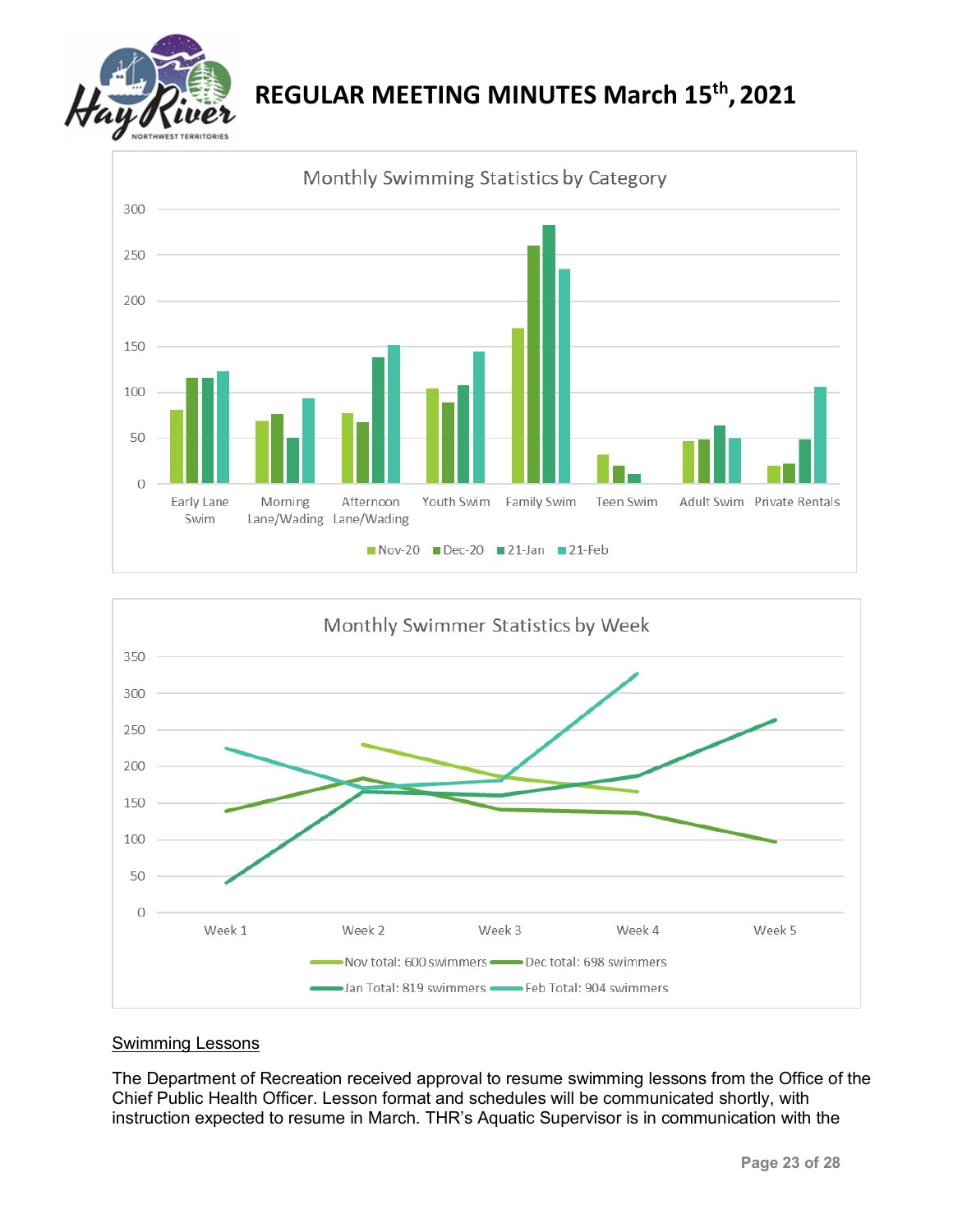Monthly Swimming Statistics by Category

Monthly Swimmer Statistics by Week

Nov total: 600 swimmers, Dec total: 698 swimmers, Jan Total: 819 swimmers, Feb Total: 904 swimmers

## Swimming Lessons

The Department of Recreation received approval to resume swimming lessons from the Office of the Chief Public Health Officer. Lesson format and schedules will be communicated shortly, with instruction expected to resume in March. THR's Aquatic Supervisor is in communication with the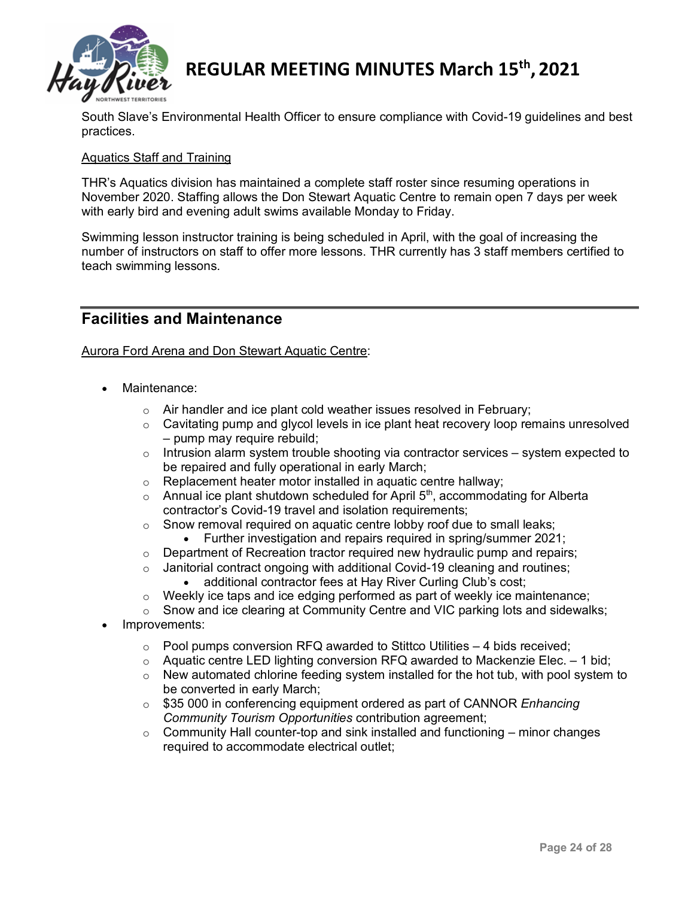South Slave's Environmental Health Officer to ensure compliance with Covid-19 guidelines and best practices.

Aquatics Staff and Training

THR's Aquatics division has maintained a complete staff roster since resuming operations in November 2020. Staffing allows the Don Stewart Aquatic Centre to remain open 7 days per week with early bird and evening adult swims available Monday to Friday.

Swimming lesson instructor training is being scheduled in April, with the goal of increasing the number of instructors on staff to offer more lessons. THR currently has 3 staff members certified to teach swimming lessons.

## Facilities and Maintenance

Aurora Ford Arena and Don Stewart Aquatic Centre:

- Maintenance:
  - Air handler and ice plant cold weather issues resolved in February;
  - Cavitating pump and glycol levels in ice plant heat recovery loop remains unresolved – pump may require rebuild;
  - Intrusion alarm system trouble shooting via contractor services – system expected to be repaired and fully operational in early March;
  - Replacement heater motor installed in aquatic centre hallway;
  - Annual ice plant shutdown scheduled for April 5th, accommodating for Alberta contractor's Covid-19 travel and isolation requirements;
  - Snow removal required on aquatic centre lobby roof due to small leaks;
    - Further investigation and repairs required in spring/summer 2021;
  - Department of Recreation tractor required new hydraulic pump and repairs;
  - Janitorial contract ongoing with additional Covid-19 cleaning and routines;
    - additional contractor fees at Hay River Curling Club's cost;
  - Weekly ice taps and ice edging performed as part of weekly ice maintenance;
  - Snow and ice clearing at Community Centre and VIC parking lots and sidewalks;
- Improvements:
  - Pool pumps conversion RFQ awarded to Stittco Utilities – 4 bids received;
  - Aquatic centre LED lighting conversion RFQ awarded to Mackenzie Elec. – 1 bid;
  - New automated chlorine feeding system installed for the hot tub, with pool system to be converted in early March;
  - $35 000 in conferencing equipment ordered as part of CANNOR *Enhancing Community Tourism Opportunities* contribution agreement;
  - Community Hall counter-top and sink installed and functioning – minor changes required to accommodate electrical outlet;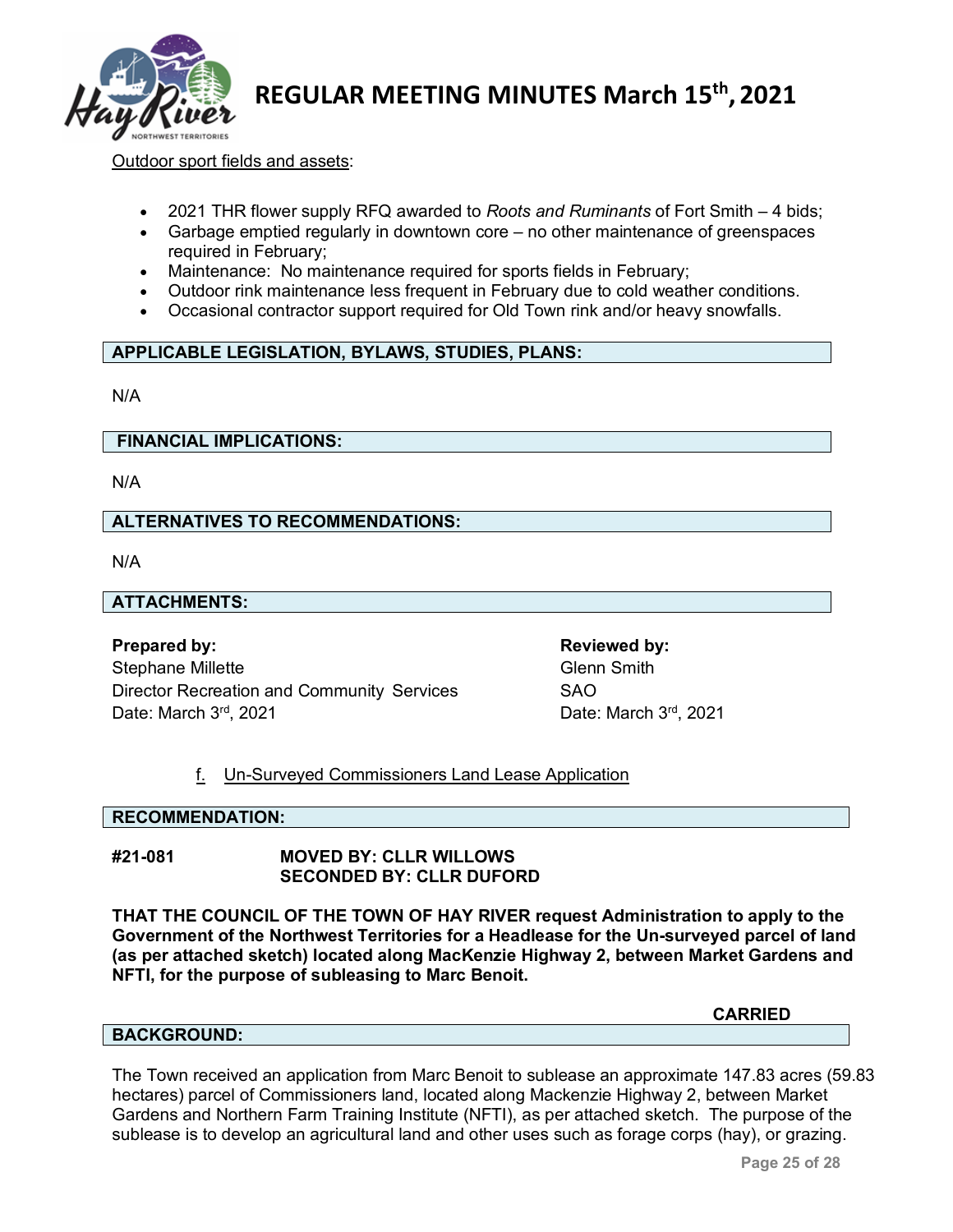Outdoor sport fields and assets:

- 2021 THR flower supply RFQ awarded to *Roots and Ruminants* of Fort Smith – 4 bids;
- Garbage emptied regularly in downtown core – no other maintenance of greenspaces required in February;
- Maintenance: No maintenance required for sports fields in February;
- Outdoor rink maintenance less frequent in February due to cold weather conditions.
- Occasional contractor support required for Old Town rink and/or heavy snowfalls.

**APPLICABLE LEGISLATION, BYLAWS, STUDIES, PLANS:**

N/A

**FINANCIAL IMPLICATIONS:**

N/A

**ALTERNATIVES TO RECOMMENDATIONS:**

N/A

**ATTACHMENTS:**

**Prepared by:**
Stephane Millette
Director Recreation and Community Services
Date: March 3rd, 2021

**Reviewed by:**
Glenn Smith
SAO
Date: March 3rd, 2021

f. Un-Surveyed Commissioners Land Lease Application

**RECOMMENDATION:**

**#21-081** **MOVED BY: CLLR WILLOWS**
**SECONDED BY: CLLR DUFORD**

**THAT THE COUNCIL OF THE TOWN OF HAY RIVER request Administration to apply to the Government of the Northwest Territories for a Headlease for the Un-surveyed parcel of land (as per attached sketch) located along MacKenzie Highway 2, between Market Gardens and NFTI, for the purpose of subleasing to Marc Benoit.**

**CARRIED**

**BACKGROUND:**

The Town received an application from Marc Benoit to sublease an approximate 147.83 acres (59.83 hectares) parcel of Commissioners land, located along Mackenzie Highway 2, between Market Gardens and Northern Farm Training Institute (NFTI), as per attached sketch. The purpose of the sublease is to develop an agricultural land and other uses such as forage corps (hay), or grazing.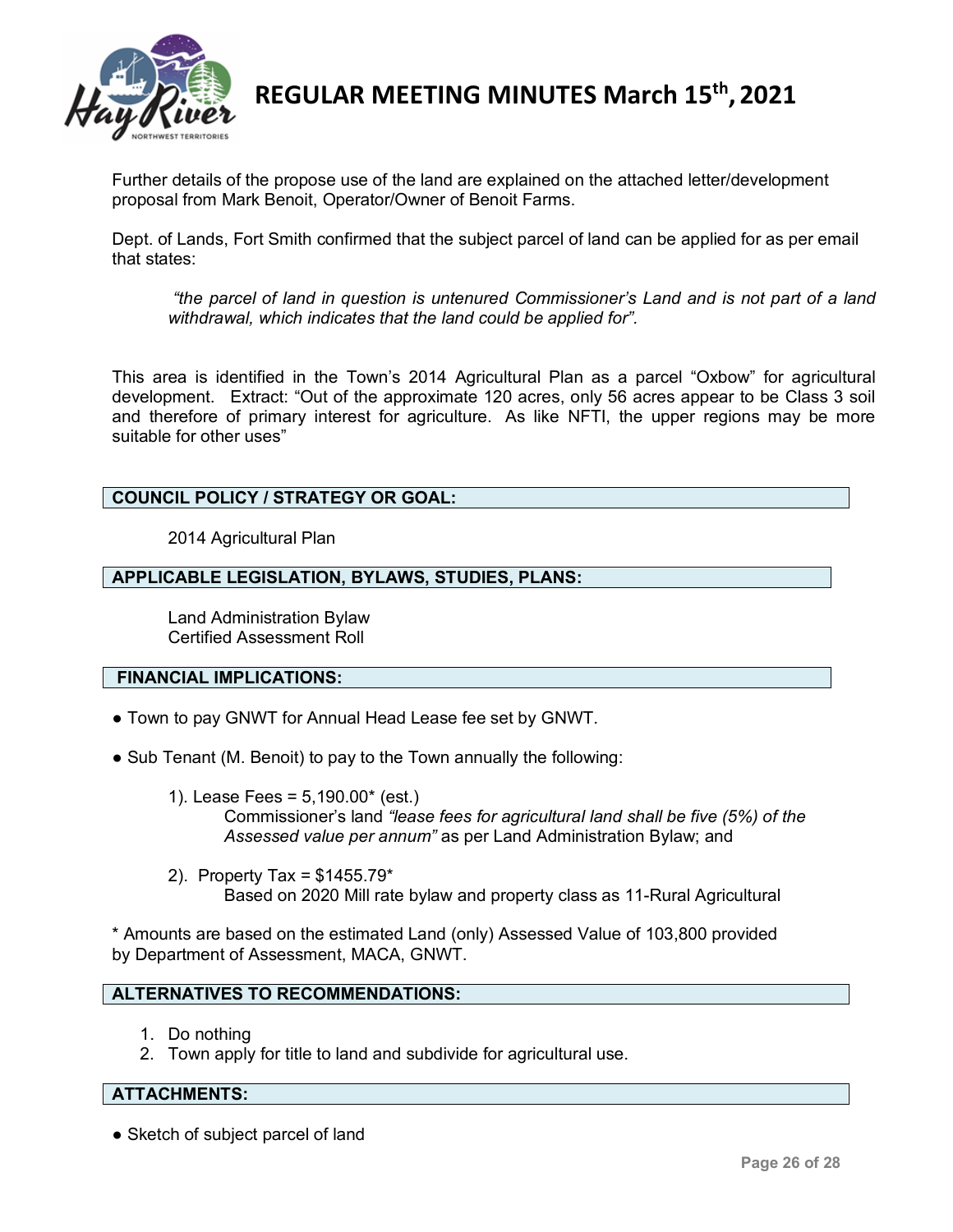Further details of the propose use of the land are explained on the attached letter/development proposal from Mark Benoit, Operator/Owner of Benoit Farms.

Dept. of Lands, Fort Smith confirmed that the subject parcel of land can be applied for as per email that states:

> *"the parcel of land in question is untenured Commissioner's Land and is not part of a land withdrawal, which indicates that the land could be applied for".*

This area is identified in the Town's 2014 Agricultural Plan as a parcel "Oxbow" for agricultural development. Extract: "Out of the approximate 120 acres, only 56 acres appear to be Class 3 soil and therefore of primary interest for agriculture. As like NFTI, the upper regions may be more suitable for other uses"

## COUNCIL POLICY / STRATEGY OR GOAL:

2014 Agricultural Plan

## APPLICABLE LEGISLATION, BYLAWS, STUDIES, PLANS:

Land Administration Bylaw
Certified Assessment Roll

## FINANCIAL IMPLICATIONS:

- Town to pay GNWT for Annual Head Lease fee set by GNWT.
- Sub Tenant (M. Benoit) to pay to the Town annually the following:

  1). Lease Fees = 5,190.00* (est.)
  Commissioner's land *"lease fees for agricultural land shall be five (5%) of the Assessed value per annum"* as per Land Administration Bylaw; and

  2). Property Tax = $1455.79*
  Based on 2020 Mill rate bylaw and property class as 11-Rural Agricultural

\* Amounts are based on the estimated Land (only) Assessed Value of 103,800 provided by Department of Assessment, MACA, GNWT.

## ALTERNATIVES TO RECOMMENDATIONS:

1. Do nothing
2. Town apply for title to land and subdivide for agricultural use.

## ATTACHMENTS:

- Sketch of subject parcel of land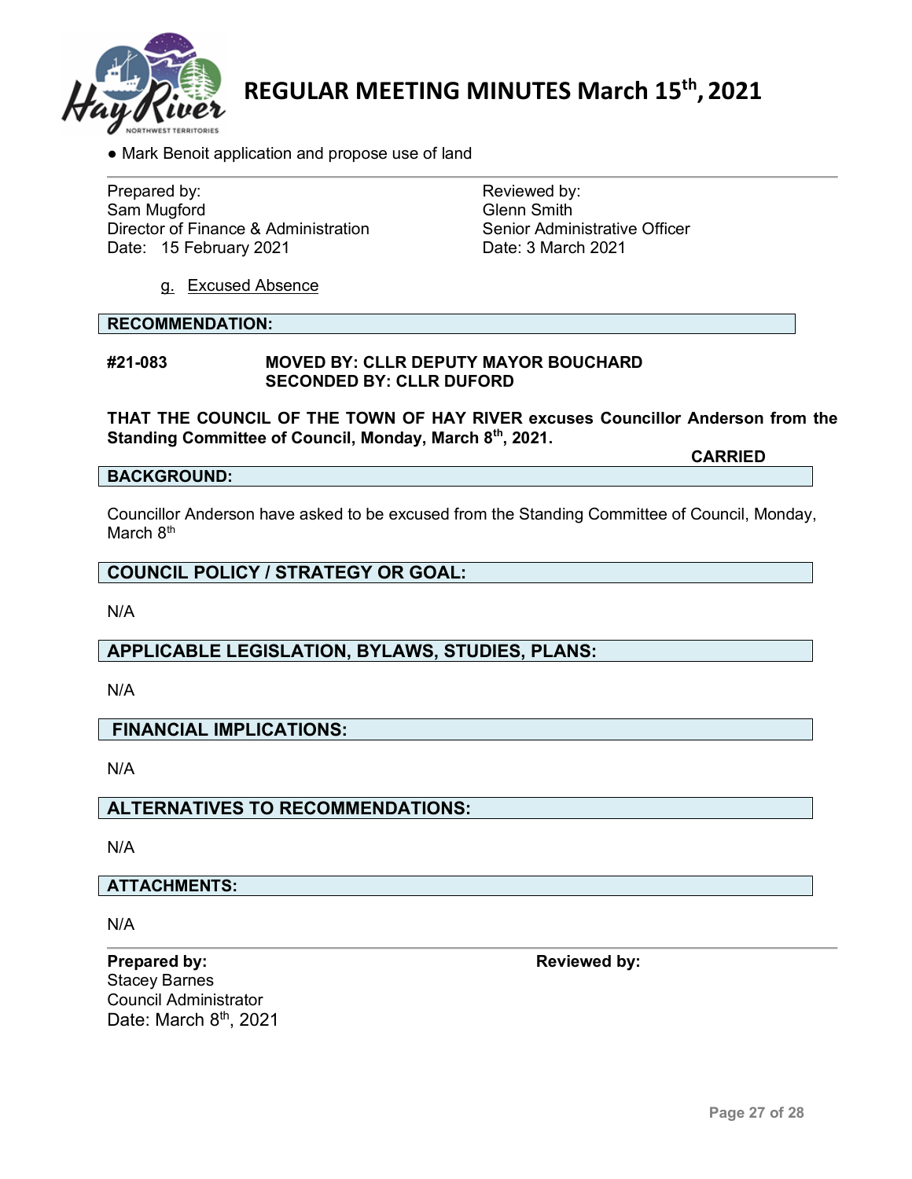- Mark Benoit application and propose use of land

| Prepared by: | Reviewed by: |
|---|---|
| Sam Mugford | Glenn Smith |
| Director of Finance & Administration | Senior Administrative Officer |
| Date: 15 February 2021 | Date: 3 March 2021 |

g. Excused Absence

**RECOMMENDATION:**

**#21-083 MOVED BY: CLLR DEPUTY MAYOR BOUCHARD**
**SECONDED BY: CLLR DUFORD**

**THAT THE COUNCIL OF THE TOWN OF HAY RIVER excuses Councillor Anderson from the Standing Committee of Council, Monday, March 8th, 2021.**

**CARRIED**

**BACKGROUND:**

Councillor Anderson have asked to be excused from the Standing Committee of Council, Monday, March 8th

**COUNCIL POLICY / STRATEGY OR GOAL:**

N/A

**APPLICABLE LEGISLATION, BYLAWS, STUDIES, PLANS:**

N/A

**FINANCIAL IMPLICATIONS:**

N/A

**ALTERNATIVES TO RECOMMENDATIONS:**

N/A

**ATTACHMENTS:**

N/A

| **Prepared by:** | **Reviewed by:** |
|---|---|
| Stacey Barnes | |
| Council Administrator | |
| Date: March 8th, 2021 | |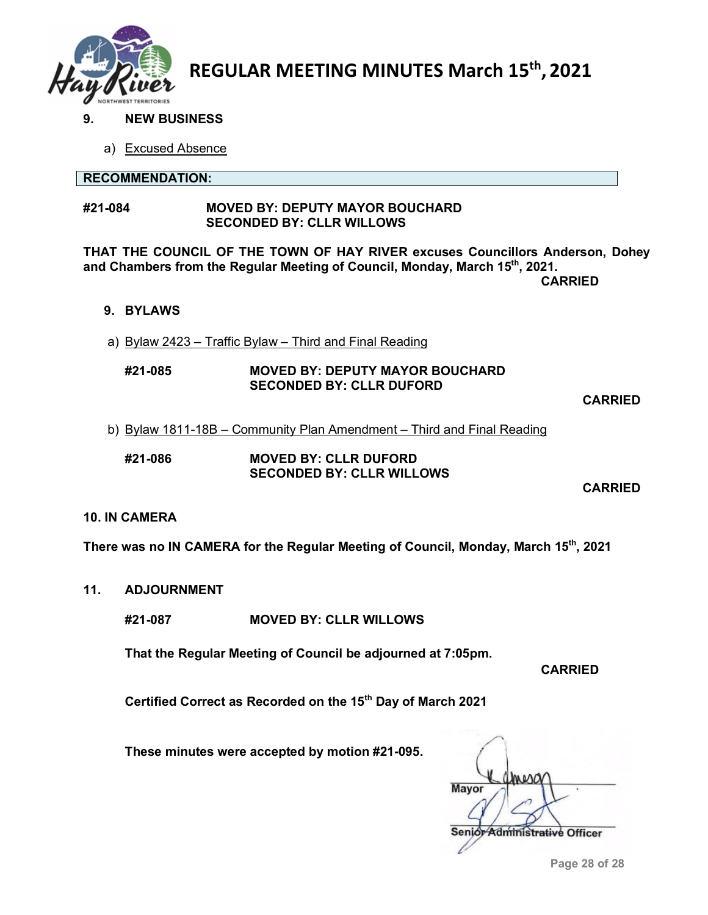# REGULAR MEETING MINUTES March 15th, 2021

## 9. NEW BUSINESS

a) Excused Absence

**RECOMMENDATION:**

**#21-084** **MOVED BY: DEPUTY MAYOR BOUCHARD**
**SECONDED BY: CLLR WILLOWS**

**THAT THE COUNCIL OF THE TOWN OF HAY RIVER excuses Councillors Anderson, Dohey and Chambers from the Regular Meeting of Council, Monday, March 15th, 2021.**

**CARRIED**

## 9. BYLAWS

a) Bylaw 2423 – Traffic Bylaw – Third and Final Reading

**#21-085** **MOVED BY: DEPUTY MAYOR BOUCHARD**
**SECONDED BY: CLLR DUFORD**

**CARRIED**

b) Bylaw 1811-18B – Community Plan Amendment – Third and Final Reading

**#21-086** **MOVED BY: CLLR DUFORD**
**SECONDED BY: CLLR WILLOWS**

**CARRIED**

## 10. IN CAMERA

**There was no IN CAMERA for the Regular Meeting of Council, Monday, March 15th, 2021**

## 11. ADJOURNMENT

**#21-087** **MOVED BY: CLLR WILLOWS**

**That the Regular Meeting of Council be adjourned at 7:05pm.**

**CARRIED**

**Certified Correct as Recorded on the 15th Day of March 2021**

**These minutes were accepted by motion #21-095.**

Mayor

Senior Administrative Officer